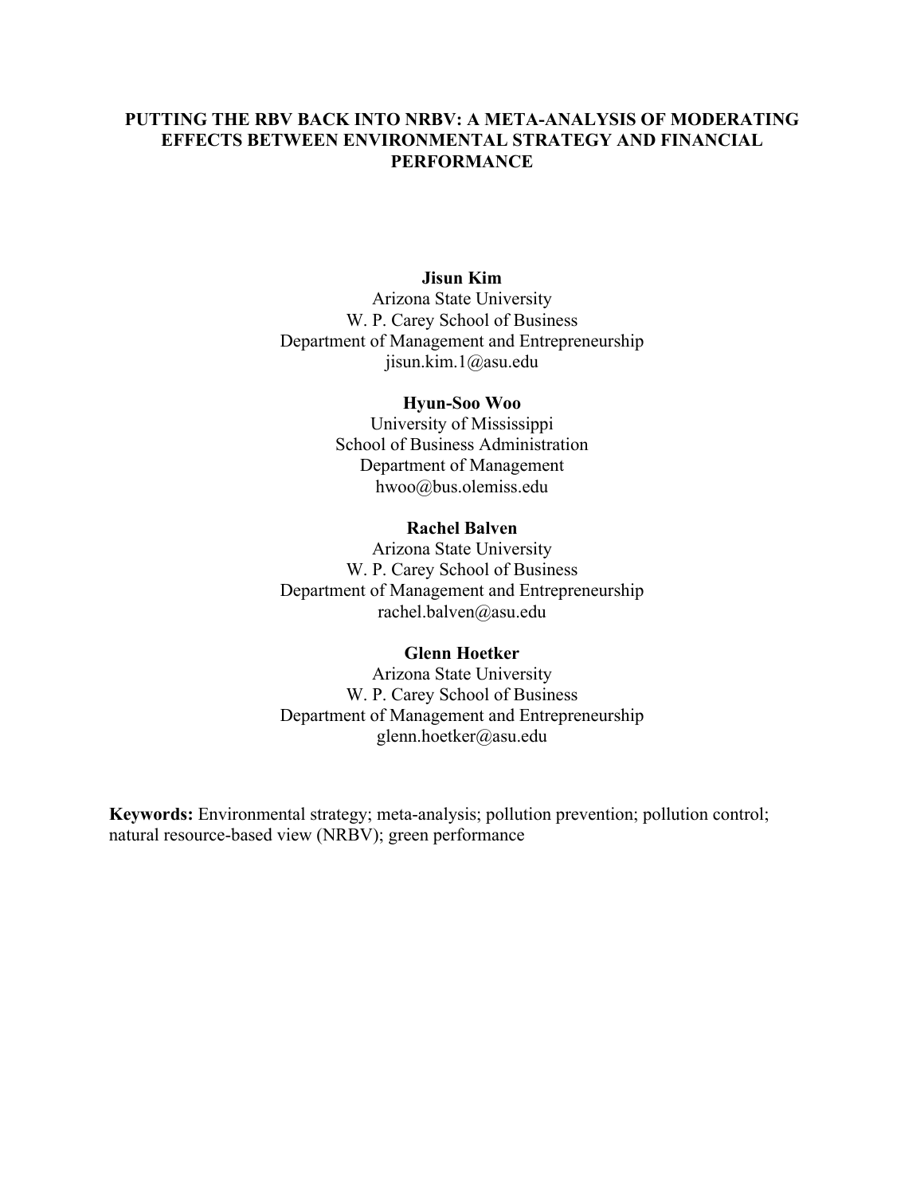# PUTTING THE RBV BACK INTO NRBV: A META-ANALYSIS OF MODERATING EFFECTS BETWEEN ENVIRONMENTAL STRATEGY AND FINANCIAL PERFORMANCE

**Jisun Kim**
Arizona State University
W. P. Carey School of Business
Department of Management and Entrepreneurship
jisun.kim.1@asu.edu

**Hyun-Soo Woo**
University of Mississippi
School of Business Administration
Department of Management
hwoo@bus.olemiss.edu

**Rachel Balven**
Arizona State University
W. P. Carey School of Business
Department of Management and Entrepreneurship
rachel.balven@asu.edu

**Glenn Hoetker**
Arizona State University
W. P. Carey School of Business
Department of Management and Entrepreneurship
glenn.hoetker@asu.edu

**Keywords:** Environmental strategy; meta-analysis; pollution prevention; pollution control; natural resource-based view (NRBV); green performance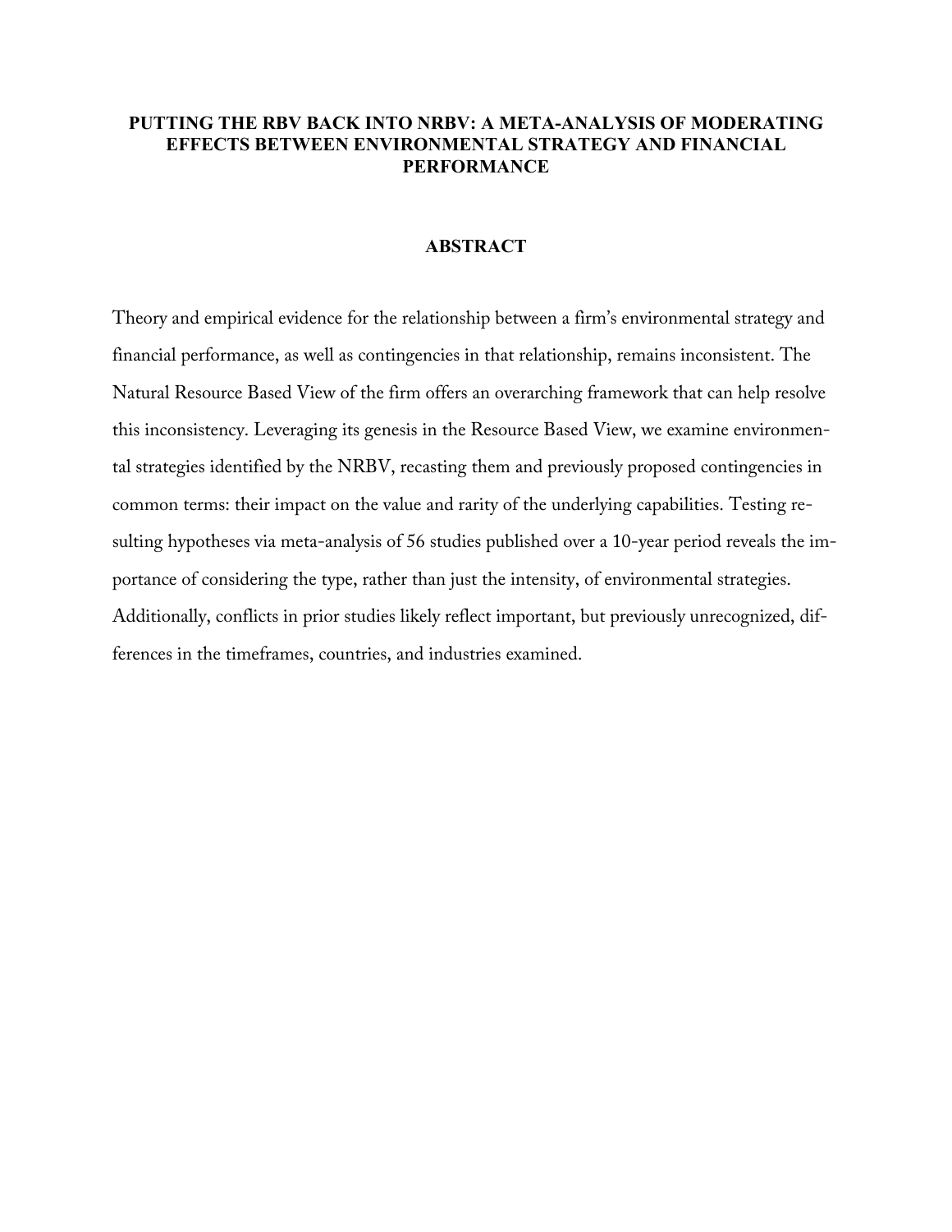# PUTTING THE RBV BACK INTO NRBV: A META-ANALYSIS OF MODERATING EFFECTS BETWEEN ENVIRONMENTAL STRATEGY AND FINANCIAL PERFORMANCE

## ABSTRACT

Theory and empirical evidence for the relationship between a firm's environmental strategy and financial performance, as well as contingencies in that relationship, remains inconsistent. The Natural Resource Based View of the firm offers an overarching framework that can help resolve this inconsistency. Leveraging its genesis in the Resource Based View, we examine environmental strategies identified by the NRBV, recasting them and previously proposed contingencies in common terms: their impact on the value and rarity of the underlying capabilities. Testing resulting hypotheses via meta-analysis of 56 studies published over a 10-year period reveals the importance of considering the type, rather than just the intensity, of environmental strategies. Additionally, conflicts in prior studies likely reflect important, but previously unrecognized, differences in the timeframes, countries, and industries examined.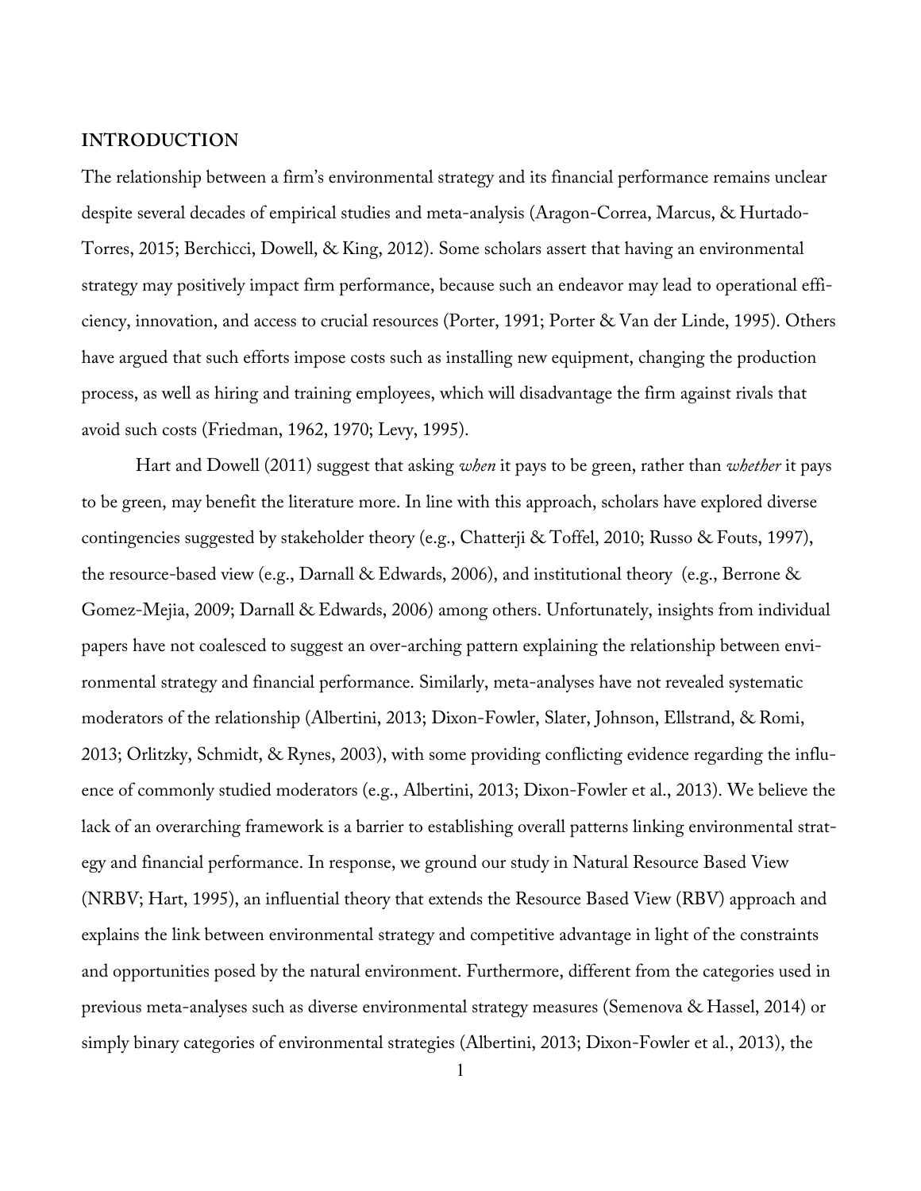## INTRODUCTION

The relationship between a firm's environmental strategy and its financial performance remains unclear despite several decades of empirical studies and meta-analysis (Aragon-Correa, Marcus, & Hurtado-Torres, 2015; Berchicci, Dowell, & King, 2012). Some scholars assert that having an environmental strategy may positively impact firm performance, because such an endeavor may lead to operational efficiency, innovation, and access to crucial resources (Porter, 1991; Porter & Van der Linde, 1995). Others have argued that such efforts impose costs such as installing new equipment, changing the production process, as well as hiring and training employees, which will disadvantage the firm against rivals that avoid such costs (Friedman, 1962, 1970; Levy, 1995).

Hart and Dowell (2011) suggest that asking *when* it pays to be green, rather than *whether* it pays to be green, may benefit the literature more. In line with this approach, scholars have explored diverse contingencies suggested by stakeholder theory (e.g., Chatterji & Toffel, 2010; Russo & Fouts, 1997), the resource-based view (e.g., Darnall & Edwards, 2006), and institutional theory (e.g., Berrone & Gomez-Mejia, 2009; Darnall & Edwards, 2006) among others. Unfortunately, insights from individual papers have not coalesced to suggest an over-arching pattern explaining the relationship between environmental strategy and financial performance. Similarly, meta-analyses have not revealed systematic moderators of the relationship (Albertini, 2013; Dixon-Fowler, Slater, Johnson, Ellstrand, & Romi, 2013; Orlitzky, Schmidt, & Rynes, 2003), with some providing conflicting evidence regarding the influence of commonly studied moderators (e.g., Albertini, 2013; Dixon-Fowler et al., 2013). We believe the lack of an overarching framework is a barrier to establishing overall patterns linking environmental strategy and financial performance. In response, we ground our study in Natural Resource Based View (NRBV; Hart, 1995), an influential theory that extends the Resource Based View (RBV) approach and explains the link between environmental strategy and competitive advantage in light of the constraints and opportunities posed by the natural environment. Furthermore, different from the categories used in previous meta-analyses such as diverse environmental strategy measures (Semenova & Hassel, 2014) or simply binary categories of environmental strategies (Albertini, 2013; Dixon-Fowler et al., 2013), the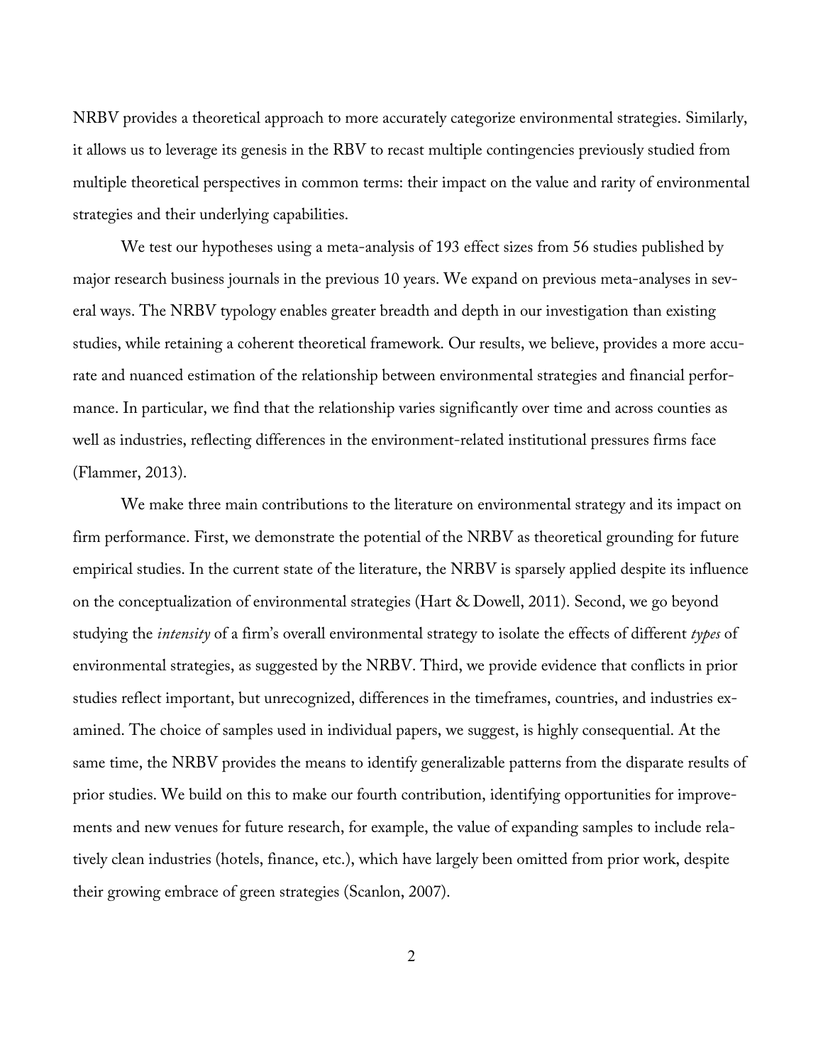NRBV provides a theoretical approach to more accurately categorize environmental strategies. Similarly, it allows us to leverage its genesis in the RBV to recast multiple contingencies previously studied from multiple theoretical perspectives in common terms: their impact on the value and rarity of environmental strategies and their underlying capabilities.

We test our hypotheses using a meta-analysis of 193 effect sizes from 56 studies published by major research business journals in the previous 10 years. We expand on previous meta-analyses in several ways. The NRBV typology enables greater breadth and depth in our investigation than existing studies, while retaining a coherent theoretical framework. Our results, we believe, provides a more accurate and nuanced estimation of the relationship between environmental strategies and financial performance. In particular, we find that the relationship varies significantly over time and across counties as well as industries, reflecting differences in the environment-related institutional pressures firms face (Flammer, 2013).

We make three main contributions to the literature on environmental strategy and its impact on firm performance. First, we demonstrate the potential of the NRBV as theoretical grounding for future empirical studies. In the current state of the literature, the NRBV is sparsely applied despite its influence on the conceptualization of environmental strategies (Hart & Dowell, 2011). Second, we go beyond studying the *intensity* of a firm's overall environmental strategy to isolate the effects of different *types* of environmental strategies, as suggested by the NRBV. Third, we provide evidence that conflicts in prior studies reflect important, but unrecognized, differences in the timeframes, countries, and industries examined. The choice of samples used in individual papers, we suggest, is highly consequential. At the same time, the NRBV provides the means to identify generalizable patterns from the disparate results of prior studies. We build on this to make our fourth contribution, identifying opportunities for improvements and new venues for future research, for example, the value of expanding samples to include relatively clean industries (hotels, finance, etc.), which have largely been omitted from prior work, despite their growing embrace of green strategies (Scanlon, 2007).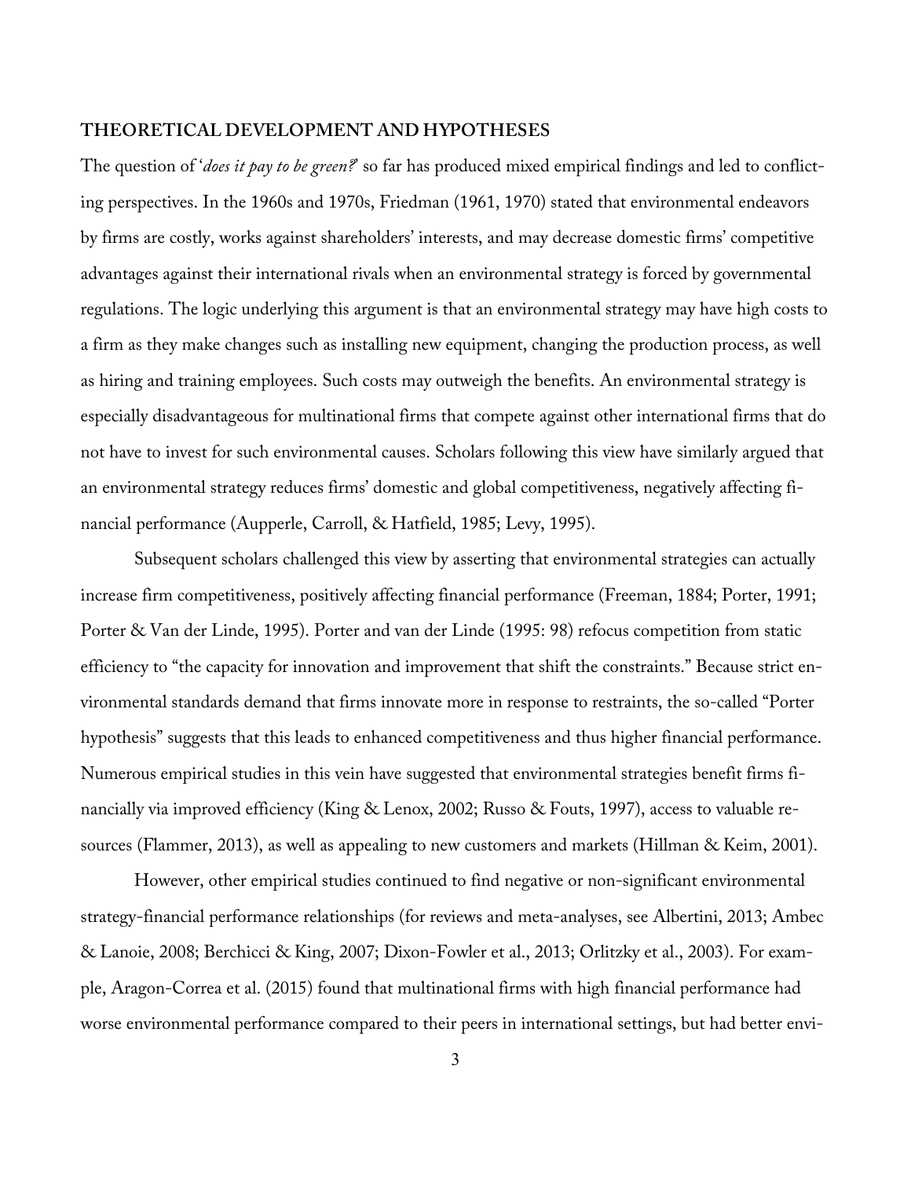## THEORETICAL DEVELOPMENT AND HYPOTHESES

The question of '*does it pay to be green?*' so far has produced mixed empirical findings and led to conflicting perspectives. In the 1960s and 1970s, Friedman (1961, 1970) stated that environmental endeavors by firms are costly, works against shareholders' interests, and may decrease domestic firms' competitive advantages against their international rivals when an environmental strategy is forced by governmental regulations. The logic underlying this argument is that an environmental strategy may have high costs to a firm as they make changes such as installing new equipment, changing the production process, as well as hiring and training employees. Such costs may outweigh the benefits. An environmental strategy is especially disadvantageous for multinational firms that compete against other international firms that do not have to invest for such environmental causes. Scholars following this view have similarly argued that an environmental strategy reduces firms' domestic and global competitiveness, negatively affecting financial performance (Aupperle, Carroll, & Hatfield, 1985; Levy, 1995).

Subsequent scholars challenged this view by asserting that environmental strategies can actually increase firm competitiveness, positively affecting financial performance (Freeman, 1884; Porter, 1991; Porter & Van der Linde, 1995). Porter and van der Linde (1995: 98) refocus competition from static efficiency to "the capacity for innovation and improvement that shift the constraints." Because strict environmental standards demand that firms innovate more in response to restraints, the so-called "Porter hypothesis" suggests that this leads to enhanced competitiveness and thus higher financial performance. Numerous empirical studies in this vein have suggested that environmental strategies benefit firms financially via improved efficiency (King & Lenox, 2002; Russo & Fouts, 1997), access to valuable resources (Flammer, 2013), as well as appealing to new customers and markets (Hillman & Keim, 2001).

However, other empirical studies continued to find negative or non-significant environmental strategy-financial performance relationships (for reviews and meta-analyses, see Albertini, 2013; Ambec & Lanoie, 2008; Berchicci & King, 2007; Dixon-Fowler et al., 2013; Orlitzky et al., 2003). For example, Aragon-Correa et al. (2015) found that multinational firms with high financial performance had worse environmental performance compared to their peers in international settings, but had better envi-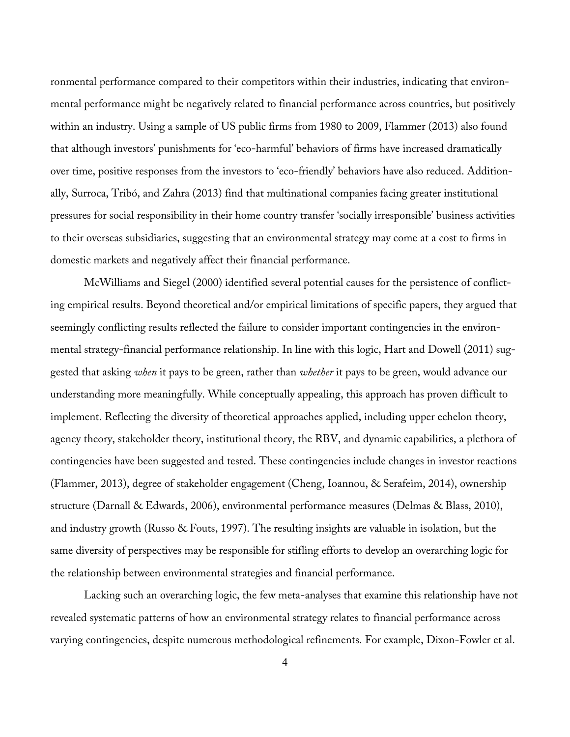ronmental performance compared to their competitors within their industries, indicating that environmental performance might be negatively related to financial performance across countries, but positively within an industry. Using a sample of US public firms from 1980 to 2009, Flammer (2013) also found that although investors' punishments for 'eco-harmful' behaviors of firms have increased dramatically over time, positive responses from the investors to 'eco-friendly' behaviors have also reduced. Additionally, Surroca, Tribó, and Zahra (2013) find that multinational companies facing greater institutional pressures for social responsibility in their home country transfer 'socially irresponsible' business activities to their overseas subsidiaries, suggesting that an environmental strategy may come at a cost to firms in domestic markets and negatively affect their financial performance.

McWilliams and Siegel (2000) identified several potential causes for the persistence of conflicting empirical results. Beyond theoretical and/or empirical limitations of specific papers, they argued that seemingly conflicting results reflected the failure to consider important contingencies in the environmental strategy-financial performance relationship. In line with this logic, Hart and Dowell (2011) suggested that asking *when* it pays to be green, rather than *whether* it pays to be green, would advance our understanding more meaningfully. While conceptually appealing, this approach has proven difficult to implement. Reflecting the diversity of theoretical approaches applied, including upper echelon theory, agency theory, stakeholder theory, institutional theory, the RBV, and dynamic capabilities, a plethora of contingencies have been suggested and tested. These contingencies include changes in investor reactions (Flammer, 2013), degree of stakeholder engagement (Cheng, Ioannou, & Serafeim, 2014), ownership structure (Darnall & Edwards, 2006), environmental performance measures (Delmas & Blass, 2010), and industry growth (Russo & Fouts, 1997). The resulting insights are valuable in isolation, but the same diversity of perspectives may be responsible for stifling efforts to develop an overarching logic for the relationship between environmental strategies and financial performance.

Lacking such an overarching logic, the few meta-analyses that examine this relationship have not revealed systematic patterns of how an environmental strategy relates to financial performance across varying contingencies, despite numerous methodological refinements. For example, Dixon-Fowler et al.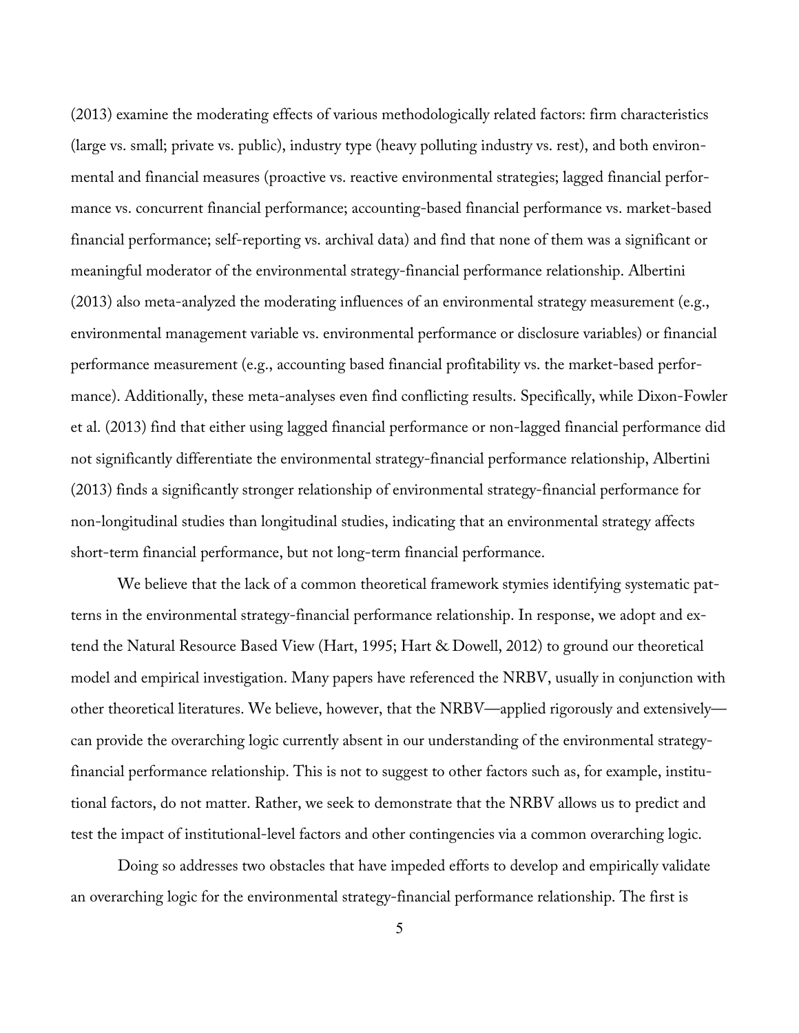(2013) examine the moderating effects of various methodologically related factors: firm characteristics (large vs. small; private vs. public), industry type (heavy polluting industry vs. rest), and both environmental and financial measures (proactive vs. reactive environmental strategies; lagged financial performance vs. concurrent financial performance; accounting-based financial performance vs. market-based financial performance; self-reporting vs. archival data) and find that none of them was a significant or meaningful moderator of the environmental strategy-financial performance relationship. Albertini (2013) also meta-analyzed the moderating influences of an environmental strategy measurement (e.g., environmental management variable vs. environmental performance or disclosure variables) or financial performance measurement (e.g., accounting based financial profitability vs. the market-based performance). Additionally, these meta-analyses even find conflicting results. Specifically, while Dixon-Fowler et al. (2013) find that either using lagged financial performance or non-lagged financial performance did not significantly differentiate the environmental strategy-financial performance relationship, Albertini (2013) finds a significantly stronger relationship of environmental strategy-financial performance for non-longitudinal studies than longitudinal studies, indicating that an environmental strategy affects short-term financial performance, but not long-term financial performance.

We believe that the lack of a common theoretical framework stymies identifying systematic patterns in the environmental strategy-financial performance relationship. In response, we adopt and extend the Natural Resource Based View (Hart, 1995; Hart & Dowell, 2012) to ground our theoretical model and empirical investigation. Many papers have referenced the NRBV, usually in conjunction with other theoretical literatures. We believe, however, that the NRBV—applied rigorously and extensively—can provide the overarching logic currently absent in our understanding of the environmental strategy-financial performance relationship. This is not to suggest to other factors such as, for example, institutional factors, do not matter. Rather, we seek to demonstrate that the NRBV allows us to predict and test the impact of institutional-level factors and other contingencies via a common overarching logic.

Doing so addresses two obstacles that have impeded efforts to develop and empirically validate an overarching logic for the environmental strategy-financial performance relationship. The first is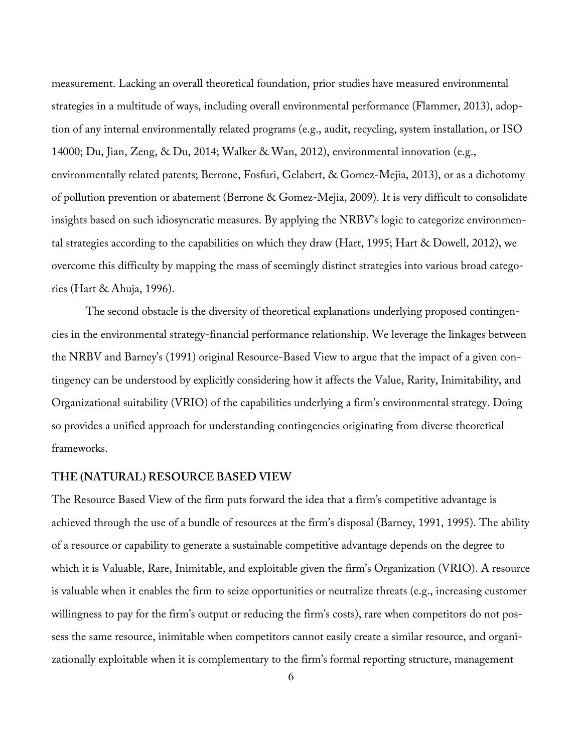measurement. Lacking an overall theoretical foundation, prior studies have measured environmental strategies in a multitude of ways, including overall environmental performance (Flammer, 2013), adoption of any internal environmentally related programs (e.g., audit, recycling, system installation, or ISO 14000; Du, Jian, Zeng, & Du, 2014; Walker & Wan, 2012), environmental innovation (e.g., environmentally related patents; Berrone, Fosfuri, Gelabert, & Gomez-Mejia, 2013), or as a dichotomy of pollution prevention or abatement (Berrone & Gomez-Mejia, 2009). It is very difficult to consolidate insights based on such idiosyncratic measures. By applying the NRBV's logic to categorize environmental strategies according to the capabilities on which they draw (Hart, 1995; Hart & Dowell, 2012), we overcome this difficulty by mapping the mass of seemingly distinct strategies into various broad categories (Hart & Ahuja, 1996).

The second obstacle is the diversity of theoretical explanations underlying proposed contingencies in the environmental strategy-financial performance relationship. We leverage the linkages between the NRBV and Barney's (1991) original Resource-Based View to argue that the impact of a given contingency can be understood by explicitly considering how it affects the Value, Rarity, Inimitability, and Organizational suitability (VRIO) of the capabilities underlying a firm's environmental strategy. Doing so provides a unified approach for understanding contingencies originating from diverse theoretical frameworks.

## THE (NATURAL) RESOURCE BASED VIEW

The Resource Based View of the firm puts forward the idea that a firm's competitive advantage is achieved through the use of a bundle of resources at the firm's disposal (Barney, 1991, 1995). The ability of a resource or capability to generate a sustainable competitive advantage depends on the degree to which it is Valuable, Rare, Inimitable, and exploitable given the firm's Organization (VRIO). A resource is valuable when it enables the firm to seize opportunities or neutralize threats (e.g., increasing customer willingness to pay for the firm's output or reducing the firm's costs), rare when competitors do not possess the same resource, inimitable when competitors cannot easily create a similar resource, and organizationally exploitable when it is complementary to the firm's formal reporting structure, management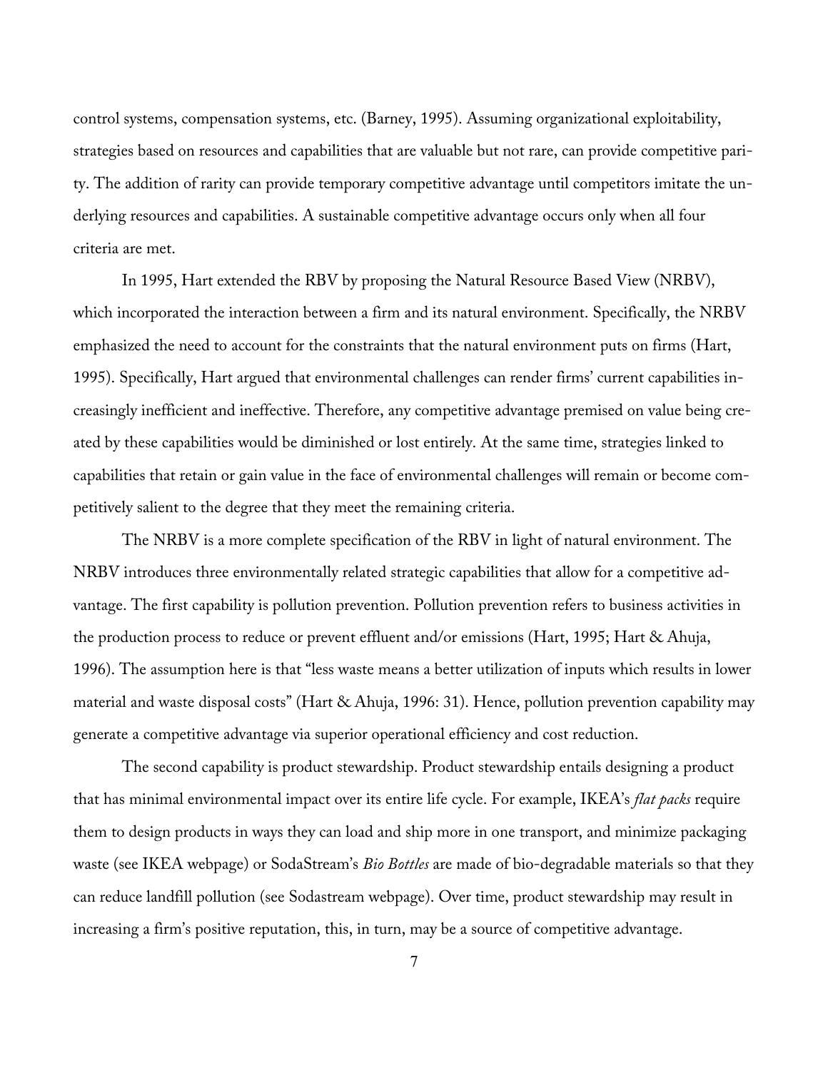control systems, compensation systems, etc. (Barney, 1995). Assuming organizational exploitability, strategies based on resources and capabilities that are valuable but not rare, can provide competitive parity. The addition of rarity can provide temporary competitive advantage until competitors imitate the underlying resources and capabilities. A sustainable competitive advantage occurs only when all four criteria are met.

In 1995, Hart extended the RBV by proposing the Natural Resource Based View (NRBV), which incorporated the interaction between a firm and its natural environment. Specifically, the NRBV emphasized the need to account for the constraints that the natural environment puts on firms (Hart, 1995). Specifically, Hart argued that environmental challenges can render firms' current capabilities increasingly inefficient and ineffective. Therefore, any competitive advantage premised on value being created by these capabilities would be diminished or lost entirely. At the same time, strategies linked to capabilities that retain or gain value in the face of environmental challenges will remain or become competitively salient to the degree that they meet the remaining criteria.

The NRBV is a more complete specification of the RBV in light of natural environment. The NRBV introduces three environmentally related strategic capabilities that allow for a competitive advantage. The first capability is pollution prevention. Pollution prevention refers to business activities in the production process to reduce or prevent effluent and/or emissions (Hart, 1995; Hart & Ahuja, 1996). The assumption here is that "less waste means a better utilization of inputs which results in lower material and waste disposal costs" (Hart & Ahuja, 1996: 31). Hence, pollution prevention capability may generate a competitive advantage via superior operational efficiency and cost reduction.

The second capability is product stewardship. Product stewardship entails designing a product that has minimal environmental impact over its entire life cycle. For example, IKEA's *flat packs* require them to design products in ways they can load and ship more in one transport, and minimize packaging waste (see IKEA webpage) or SodaStream's *Bio Bottles* are made of bio-degradable materials so that they can reduce landfill pollution (see Sodastream webpage). Over time, product stewardship may result in increasing a firm's positive reputation, this, in turn, may be a source of competitive advantage.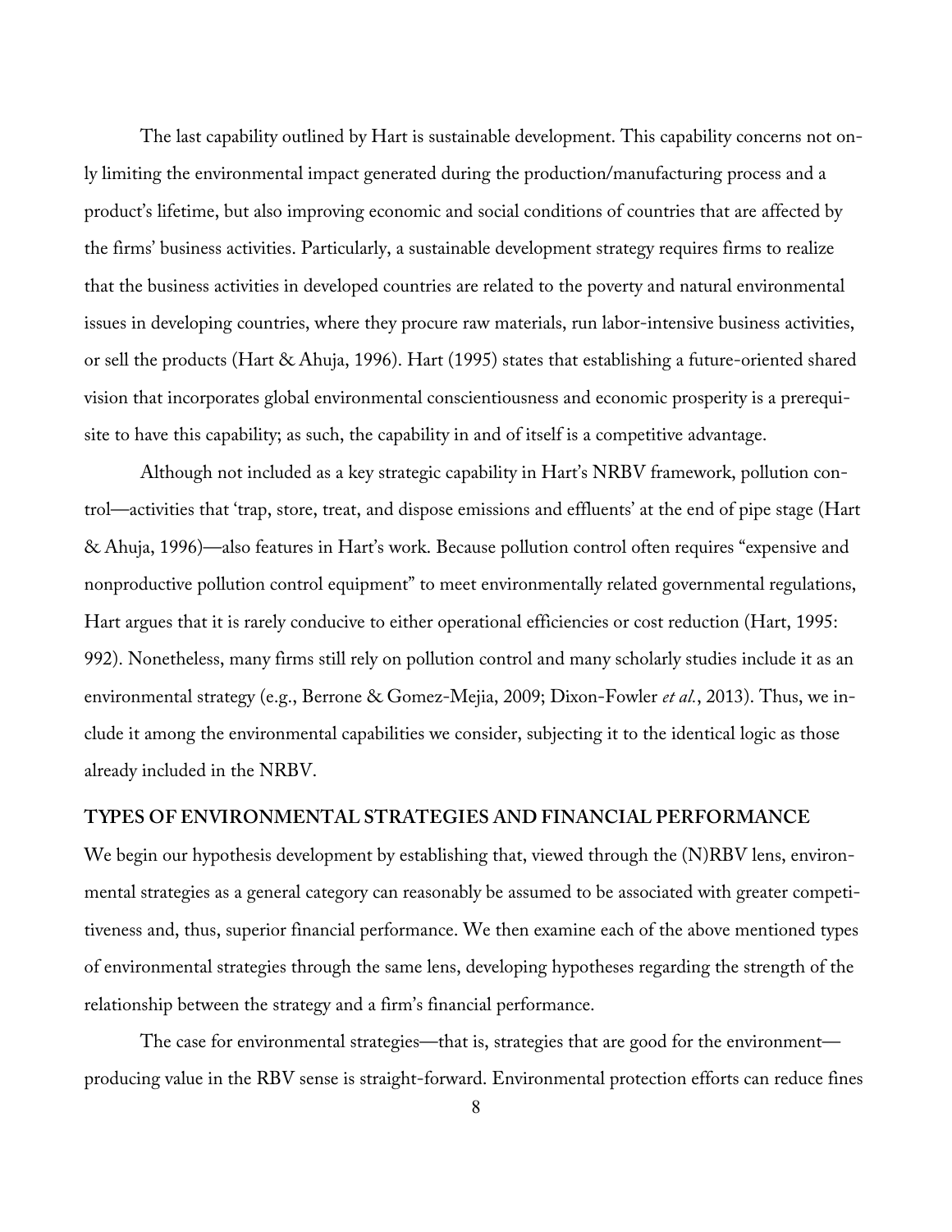The last capability outlined by Hart is sustainable development. This capability concerns not only limiting the environmental impact generated during the production/manufacturing process and a product's lifetime, but also improving economic and social conditions of countries that are affected by the firms' business activities. Particularly, a sustainable development strategy requires firms to realize that the business activities in developed countries are related to the poverty and natural environmental issues in developing countries, where they procure raw materials, run labor-intensive business activities, or sell the products (Hart & Ahuja, 1996). Hart (1995) states that establishing a future-oriented shared vision that incorporates global environmental conscientiousness and economic prosperity is a prerequisite to have this capability; as such, the capability in and of itself is a competitive advantage.

Although not included as a key strategic capability in Hart's NRBV framework, pollution control—activities that 'trap, store, treat, and dispose emissions and effluents' at the end of pipe stage (Hart & Ahuja, 1996)—also features in Hart's work. Because pollution control often requires "expensive and nonproductive pollution control equipment" to meet environmentally related governmental regulations, Hart argues that it is rarely conducive to either operational efficiencies or cost reduction (Hart, 1995: 992). Nonetheless, many firms still rely on pollution control and many scholarly studies include it as an environmental strategy (e.g., Berrone & Gomez-Mejia, 2009; Dixon-Fowler *et al.*, 2013). Thus, we include it among the environmental capabilities we consider, subjecting it to the identical logic as those already included in the NRBV.

## TYPES OF ENVIRONMENTAL STRATEGIES AND FINANCIAL PERFORMANCE

We begin our hypothesis development by establishing that, viewed through the (N)RBV lens, environmental strategies as a general category can reasonably be assumed to be associated with greater competitiveness and, thus, superior financial performance. We then examine each of the above mentioned types of environmental strategies through the same lens, developing hypotheses regarding the strength of the relationship between the strategy and a firm's financial performance.

The case for environmental strategies—that is, strategies that are good for the environment—producing value in the RBV sense is straight-forward. Environmental protection efforts can reduce fines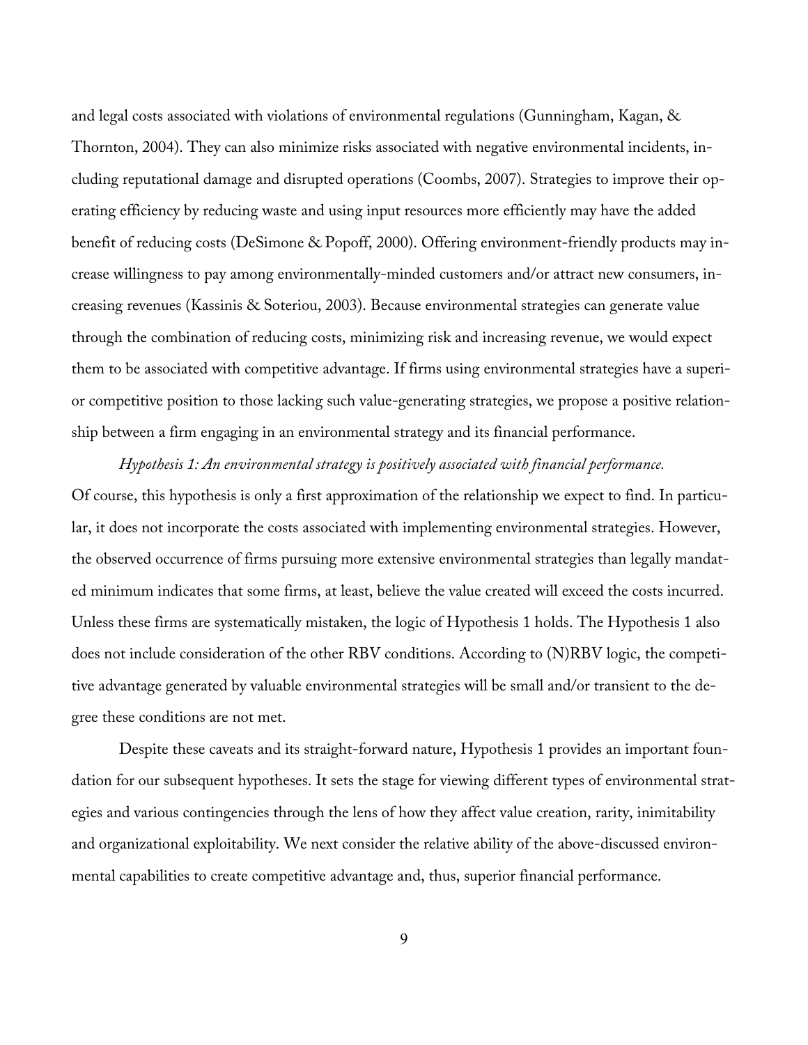and legal costs associated with violations of environmental regulations (Gunningham, Kagan, & Thornton, 2004). They can also minimize risks associated with negative environmental incidents, including reputational damage and disrupted operations (Coombs, 2007). Strategies to improve their operating efficiency by reducing waste and using input resources more efficiently may have the added benefit of reducing costs (DeSimone & Popoff, 2000). Offering environment-friendly products may increase willingness to pay among environmentally-minded customers and/or attract new consumers, increasing revenues (Kassinis & Soteriou, 2003). Because environmental strategies can generate value through the combination of reducing costs, minimizing risk and increasing revenue, we would expect them to be associated with competitive advantage. If firms using environmental strategies have a superior competitive position to those lacking such value-generating strategies, we propose a positive relationship between a firm engaging in an environmental strategy and its financial performance.

*Hypothesis 1: An environmental strategy is positively associated with financial performance.*

Of course, this hypothesis is only a first approximation of the relationship we expect to find. In particular, it does not incorporate the costs associated with implementing environmental strategies. However, the observed occurrence of firms pursuing more extensive environmental strategies than legally mandated minimum indicates that some firms, at least, believe the value created will exceed the costs incurred. Unless these firms are systematically mistaken, the logic of Hypothesis 1 holds. The Hypothesis 1 also does not include consideration of the other RBV conditions. According to (N)RBV logic, the competitive advantage generated by valuable environmental strategies will be small and/or transient to the degree these conditions are not met.

Despite these caveats and its straight-forward nature, Hypothesis 1 provides an important foundation for our subsequent hypotheses. It sets the stage for viewing different types of environmental strategies and various contingencies through the lens of how they affect value creation, rarity, inimitability and organizational exploitability. We next consider the relative ability of the above-discussed environmental capabilities to create competitive advantage and, thus, superior financial performance.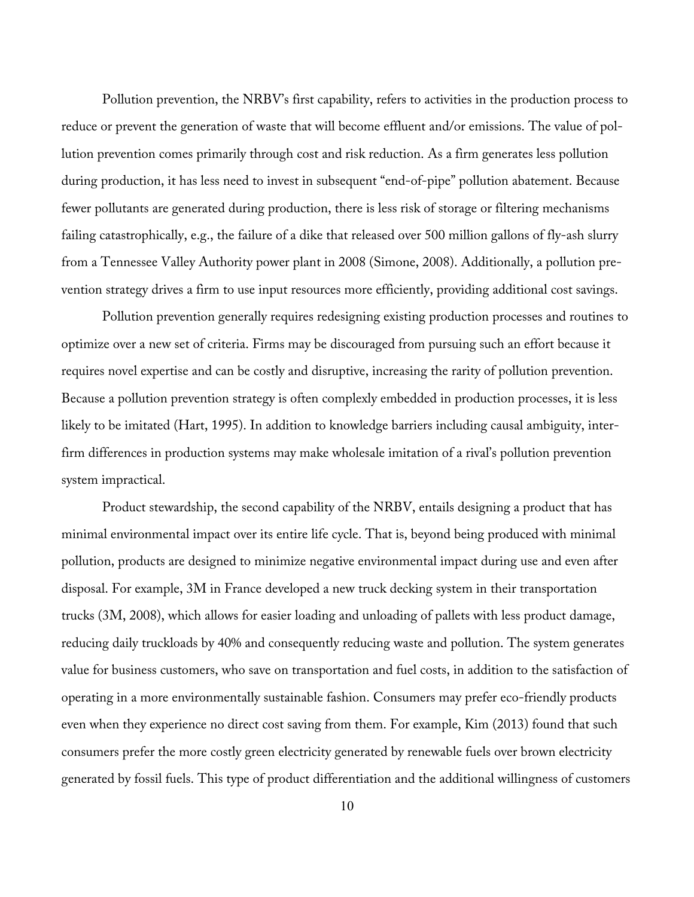Pollution prevention, the NRBV's first capability, refers to activities in the production process to reduce or prevent the generation of waste that will become effluent and/or emissions. The value of pollution prevention comes primarily through cost and risk reduction. As a firm generates less pollution during production, it has less need to invest in subsequent "end-of-pipe" pollution abatement. Because fewer pollutants are generated during production, there is less risk of storage or filtering mechanisms failing catastrophically, e.g., the failure of a dike that released over 500 million gallons of fly-ash slurry from a Tennessee Valley Authority power plant in 2008 (Simone, 2008). Additionally, a pollution prevention strategy drives a firm to use input resources more efficiently, providing additional cost savings.

Pollution prevention generally requires redesigning existing production processes and routines to optimize over a new set of criteria. Firms may be discouraged from pursuing such an effort because it requires novel expertise and can be costly and disruptive, increasing the rarity of pollution prevention. Because a pollution prevention strategy is often complexly embedded in production processes, it is less likely to be imitated (Hart, 1995). In addition to knowledge barriers including causal ambiguity, inter-firm differences in production systems may make wholesale imitation of a rival's pollution prevention system impractical.

Product stewardship, the second capability of the NRBV, entails designing a product that has minimal environmental impact over its entire life cycle. That is, beyond being produced with minimal pollution, products are designed to minimize negative environmental impact during use and even after disposal. For example, 3M in France developed a new truck decking system in their transportation trucks (3M, 2008), which allows for easier loading and unloading of pallets with less product damage, reducing daily truckloads by 40% and consequently reducing waste and pollution. The system generates value for business customers, who save on transportation and fuel costs, in addition to the satisfaction of operating in a more environmentally sustainable fashion. Consumers may prefer eco-friendly products even when they experience no direct cost saving from them. For example, Kim (2013) found that such consumers prefer the more costly green electricity generated by renewable fuels over brown electricity generated by fossil fuels. This type of product differentiation and the additional willingness of customers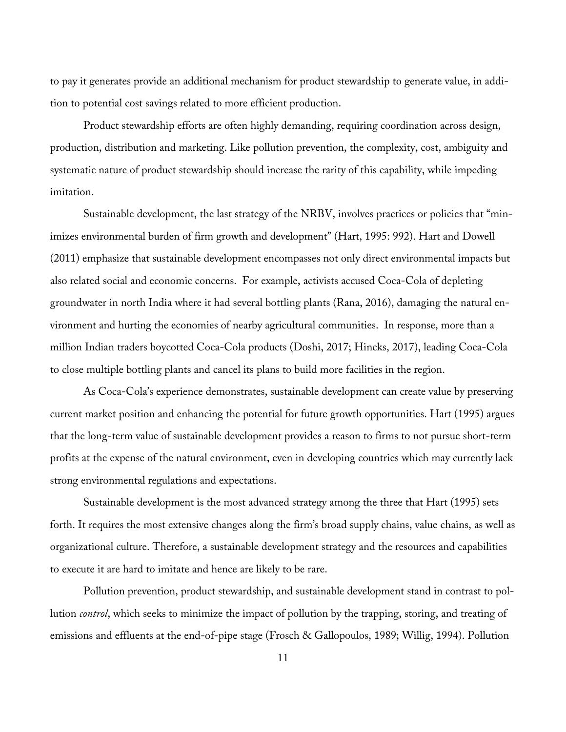to pay it generates provide an additional mechanism for product stewardship to generate value, in addition to potential cost savings related to more efficient production.

Product stewardship efforts are often highly demanding, requiring coordination across design, production, distribution and marketing. Like pollution prevention, the complexity, cost, ambiguity and systematic nature of product stewardship should increase the rarity of this capability, while impeding imitation.

Sustainable development, the last strategy of the NRBV, involves practices or policies that "minimizes environmental burden of firm growth and development" (Hart, 1995: 992). Hart and Dowell (2011) emphasize that sustainable development encompasses not only direct environmental impacts but also related social and economic concerns. For example, activists accused Coca-Cola of depleting groundwater in north India where it had several bottling plants (Rana, 2016), damaging the natural environment and hurting the economies of nearby agricultural communities. In response, more than a million Indian traders boycotted Coca-Cola products (Doshi, 2017; Hincks, 2017), leading Coca-Cola to close multiple bottling plants and cancel its plans to build more facilities in the region.

As Coca-Cola's experience demonstrates, sustainable development can create value by preserving current market position and enhancing the potential for future growth opportunities. Hart (1995) argues that the long-term value of sustainable development provides a reason to firms to not pursue short-term profits at the expense of the natural environment, even in developing countries which may currently lack strong environmental regulations and expectations.

Sustainable development is the most advanced strategy among the three that Hart (1995) sets forth. It requires the most extensive changes along the firm's broad supply chains, value chains, as well as organizational culture. Therefore, a sustainable development strategy and the resources and capabilities to execute it are hard to imitate and hence are likely to be rare.

Pollution prevention, product stewardship, and sustainable development stand in contrast to pollution *control*, which seeks to minimize the impact of pollution by the trapping, storing, and treating of emissions and effluents at the end-of-pipe stage (Frosch & Gallopoulos, 1989; Willig, 1994). Pollution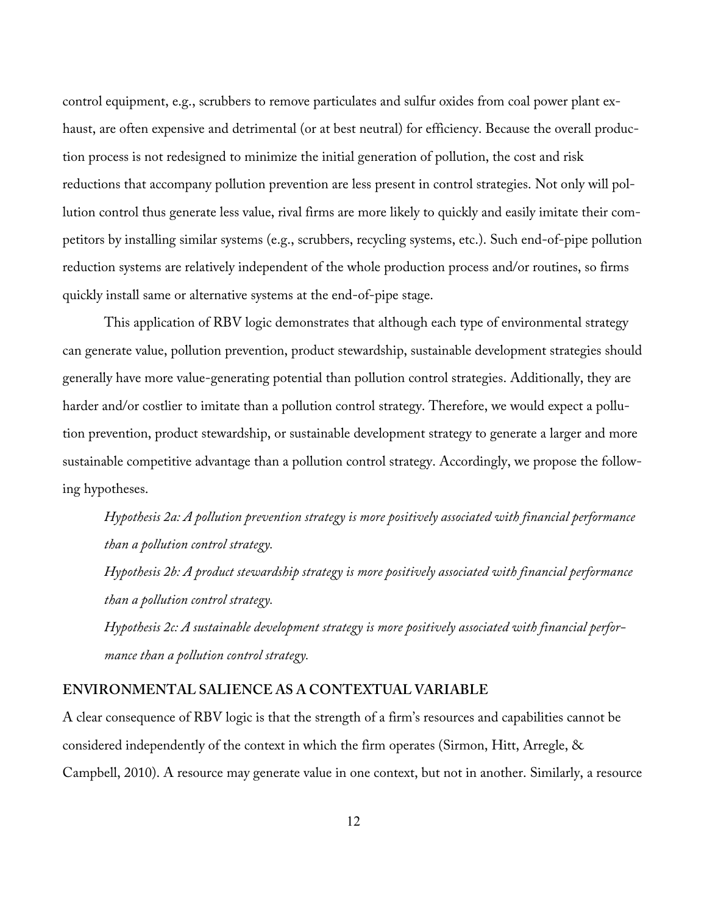control equipment, e.g., scrubbers to remove particulates and sulfur oxides from coal power plant exhaust, are often expensive and detrimental (or at best neutral) for efficiency. Because the overall production process is not redesigned to minimize the initial generation of pollution, the cost and risk reductions that accompany pollution prevention are less present in control strategies. Not only will pollution control thus generate less value, rival firms are more likely to quickly and easily imitate their competitors by installing similar systems (e.g., scrubbers, recycling systems, etc.). Such end-of-pipe pollution reduction systems are relatively independent of the whole production process and/or routines, so firms quickly install same or alternative systems at the end-of-pipe stage.

This application of RBV logic demonstrates that although each type of environmental strategy can generate value, pollution prevention, product stewardship, sustainable development strategies should generally have more value-generating potential than pollution control strategies. Additionally, they are harder and/or costlier to imitate than a pollution control strategy. Therefore, we would expect a pollution prevention, product stewardship, or sustainable development strategy to generate a larger and more sustainable competitive advantage than a pollution control strategy. Accordingly, we propose the following hypotheses.

*Hypothesis 2a: A pollution prevention strategy is more positively associated with financial performance than a pollution control strategy.*

*Hypothesis 2b: A product stewardship strategy is more positively associated with financial performance than a pollution control strategy.*

*Hypothesis 2c: A sustainable development strategy is more positively associated with financial performance than a pollution control strategy.*

## ENVIRONMENTAL SALIENCE AS A CONTEXTUAL VARIABLE

A clear consequence of RBV logic is that the strength of a firm's resources and capabilities cannot be considered independently of the context in which the firm operates (Sirmon, Hitt, Arregle, & Campbell, 2010). A resource may generate value in one context, but not in another. Similarly, a resource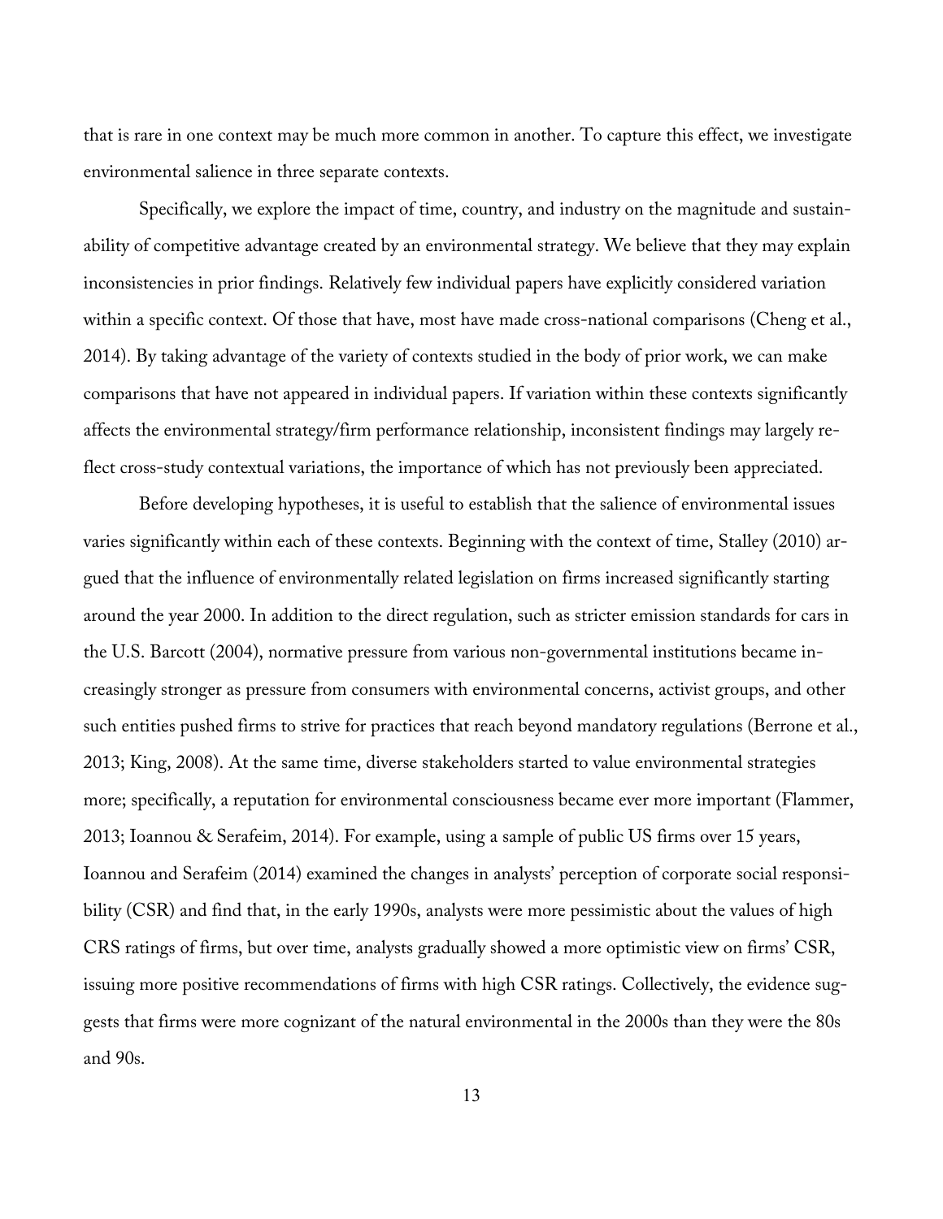that is rare in one context may be much more common in another. To capture this effect, we investigate environmental salience in three separate contexts.

Specifically, we explore the impact of time, country, and industry on the magnitude and sustainability of competitive advantage created by an environmental strategy. We believe that they may explain inconsistencies in prior findings. Relatively few individual papers have explicitly considered variation within a specific context. Of those that have, most have made cross-national comparisons (Cheng et al., 2014). By taking advantage of the variety of contexts studied in the body of prior work, we can make comparisons that have not appeared in individual papers. If variation within these contexts significantly affects the environmental strategy/firm performance relationship, inconsistent findings may largely reflect cross-study contextual variations, the importance of which has not previously been appreciated.

Before developing hypotheses, it is useful to establish that the salience of environmental issues varies significantly within each of these contexts. Beginning with the context of time, Stalley (2010) argued that the influence of environmentally related legislation on firms increased significantly starting around the year 2000. In addition to the direct regulation, such as stricter emission standards for cars in the U.S. Barcott (2004), normative pressure from various non-governmental institutions became increasingly stronger as pressure from consumers with environmental concerns, activist groups, and other such entities pushed firms to strive for practices that reach beyond mandatory regulations (Berrone et al., 2013; King, 2008). At the same time, diverse stakeholders started to value environmental strategies more; specifically, a reputation for environmental consciousness became ever more important (Flammer, 2013; Ioannou & Serafeim, 2014). For example, using a sample of public US firms over 15 years, Ioannou and Serafeim (2014) examined the changes in analysts' perception of corporate social responsibility (CSR) and find that, in the early 1990s, analysts were more pessimistic about the values of high CRS ratings of firms, but over time, analysts gradually showed a more optimistic view on firms' CSR, issuing more positive recommendations of firms with high CSR ratings. Collectively, the evidence suggests that firms were more cognizant of the natural environmental in the 2000s than they were the 80s and 90s.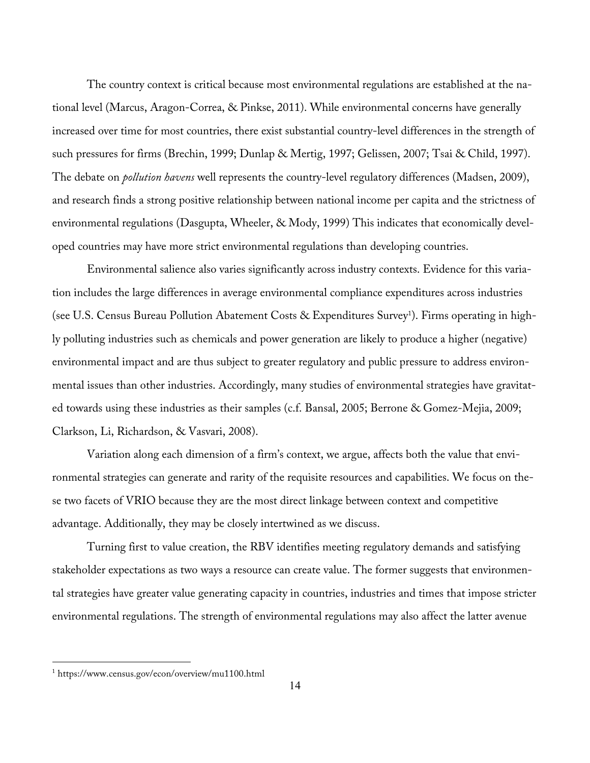The country context is critical because most environmental regulations are established at the national level (Marcus, Aragon-Correa, & Pinkse, 2011). While environmental concerns have generally increased over time for most countries, there exist substantial country-level differences in the strength of such pressures for firms (Brechin, 1999; Dunlap & Mertig, 1997; Gelissen, 2007; Tsai & Child, 1997). The debate on *pollution havens* well represents the country-level regulatory differences (Madsen, 2009), and research finds a strong positive relationship between national income per capita and the strictness of environmental regulations (Dasgupta, Wheeler, & Mody, 1999) This indicates that economically developed countries may have more strict environmental regulations than developing countries.

Environmental salience also varies significantly across industry contexts. Evidence for this variation includes the large differences in average environmental compliance expenditures across industries (see U.S. Census Bureau Pollution Abatement Costs & Expenditures Survey[1]). Firms operating in highly polluting industries such as chemicals and power generation are likely to produce a higher (negative) environmental impact and are thus subject to greater regulatory and public pressure to address environmental issues than other industries. Accordingly, many studies of environmental strategies have gravitated towards using these industries as their samples (c.f. Bansal, 2005; Berrone & Gomez-Mejia, 2009; Clarkson, Li, Richardson, & Vasvari, 2008).

Variation along each dimension of a firm's context, we argue, affects both the value that environmental strategies can generate and rarity of the requisite resources and capabilities. We focus on these two facets of VRIO because they are the most direct linkage between context and competitive advantage. Additionally, they may be closely intertwined as we discuss.

Turning first to value creation, the RBV identifies meeting regulatory demands and satisfying stakeholder expectations as two ways a resource can create value. The former suggests that environmental strategies have greater value generating capacity in countries, industries and times that impose stricter environmental regulations. The strength of environmental regulations may also affect the latter avenue

[1] https://www.census.gov/econ/overview/mu1100.html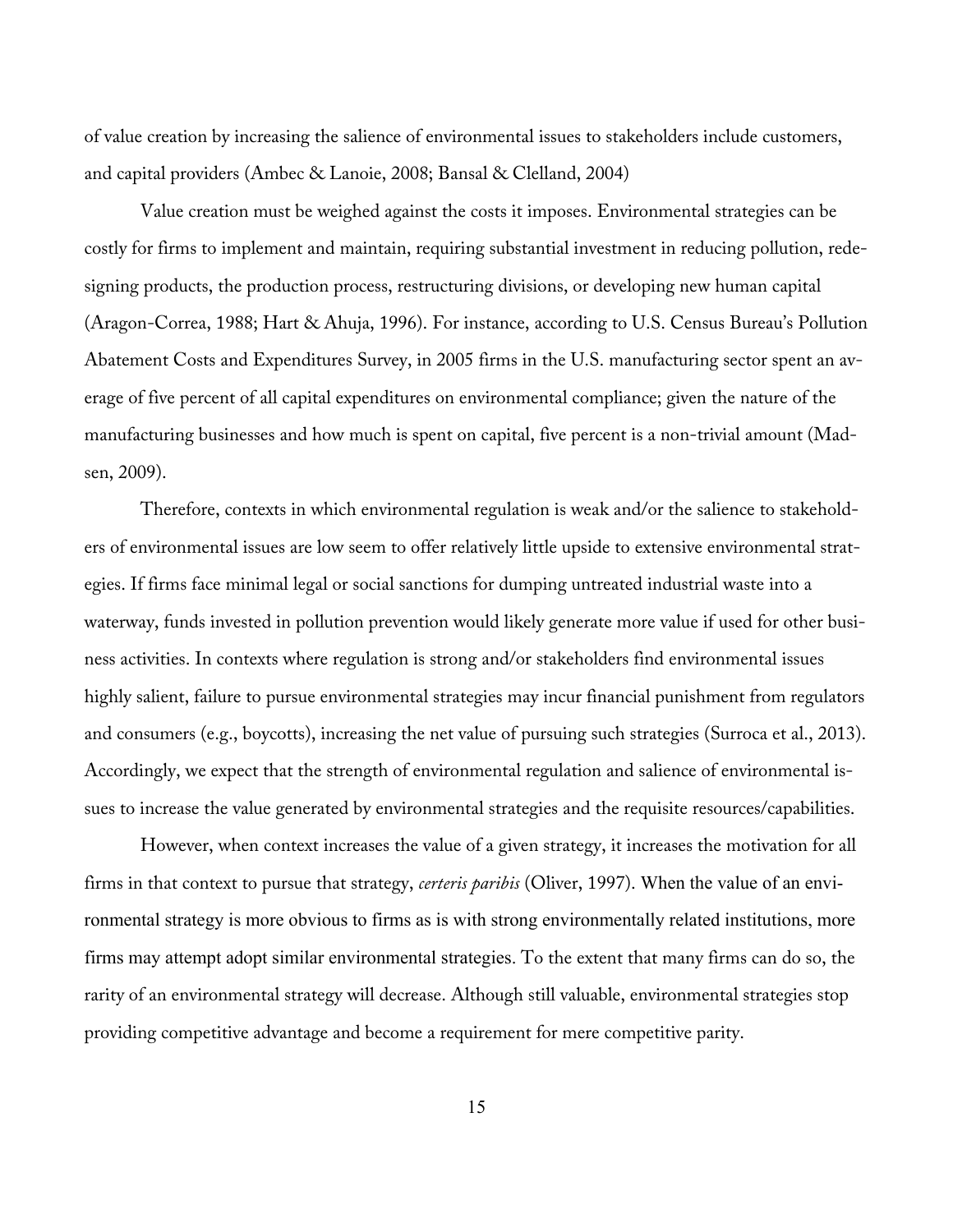of value creation by increasing the salience of environmental issues to stakeholders include customers, and capital providers (Ambec & Lanoie, 2008; Bansal & Clelland, 2004)

Value creation must be weighed against the costs it imposes. Environmental strategies can be costly for firms to implement and maintain, requiring substantial investment in reducing pollution, redesigning products, the production process, restructuring divisions, or developing new human capital (Aragon-Correa, 1988; Hart & Ahuja, 1996). For instance, according to U.S. Census Bureau's Pollution Abatement Costs and Expenditures Survey, in 2005 firms in the U.S. manufacturing sector spent an average of five percent of all capital expenditures on environmental compliance; given the nature of the manufacturing businesses and how much is spent on capital, five percent is a non-trivial amount (Madsen, 2009).

Therefore, contexts in which environmental regulation is weak and/or the salience to stakeholders of environmental issues are low seem to offer relatively little upside to extensive environmental strategies. If firms face minimal legal or social sanctions for dumping untreated industrial waste into a waterway, funds invested in pollution prevention would likely generate more value if used for other business activities. In contexts where regulation is strong and/or stakeholders find environmental issues highly salient, failure to pursue environmental strategies may incur financial punishment from regulators and consumers (e.g., boycotts), increasing the net value of pursuing such strategies (Surroca et al., 2013). Accordingly, we expect that the strength of environmental regulation and salience of environmental issues to increase the value generated by environmental strategies and the requisite resources/capabilities.

However, when context increases the value of a given strategy, it increases the motivation for all firms in that context to pursue that strategy, *certeris paribis* (Oliver, 1997). When the value of an environmental strategy is more obvious to firms as is with strong environmentally related institutions, more firms may attempt adopt similar environmental strategies. To the extent that many firms can do so, the rarity of an environmental strategy will decrease. Although still valuable, environmental strategies stop providing competitive advantage and become a requirement for mere competitive parity.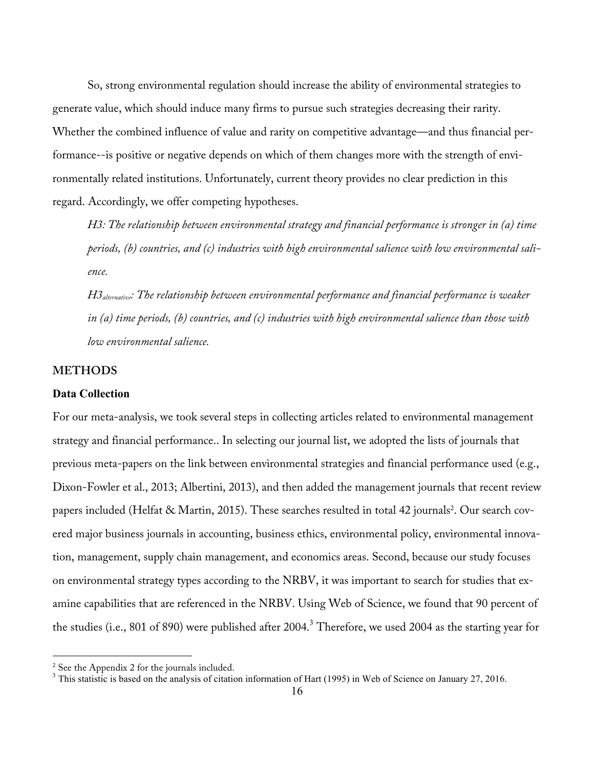So, strong environmental regulation should increase the ability of environmental strategies to generate value, which should induce many firms to pursue such strategies decreasing their rarity. Whether the combined influence of value and rarity on competitive advantage—and thus financial performance--is positive or negative depends on which of them changes more with the strength of environmentally related institutions. Unfortunately, current theory provides no clear prediction in this regard. Accordingly, we offer competing hypotheses.

*H3: The relationship between environmental strategy and financial performance is stronger in (a) time periods, (b) countries, and (c) industries with high environmental salience with low environmental salience.*

*H3$_{alternative}$: The relationship between environmental performance and financial performance is weaker in (a) time periods, (b) countries, and (c) industries with high environmental salience than those with low environmental salience.*

## METHODS

### Data Collection

For our meta-analysis, we took several steps in collecting articles related to environmental management strategy and financial performance.. In selecting our journal list, we adopted the lists of journals that previous meta-papers on the link between environmental strategies and financial performance used (e.g., Dixon-Fowler et al., 2013; Albertini, 2013), and then added the management journals that recent review papers included (Helfat & Martin, 2015). These searches resulted in total 42 journals[2]. Our search covered major business journals in accounting, business ethics, environmental policy, environmental innovation, management, supply chain management, and economics areas. Second, because our study focuses on environmental strategy types according to the NRBV, it was important to search for studies that examine capabilities that are referenced in the NRBV. Using Web of Science, we found that 90 percent of the studies (i.e., 801 of 890) were published after 2004.[3] Therefore, we used 2004 as the starting year for

[2] See the Appendix 2 for the journals included.

[3] This statistic is based on the analysis of citation information of Hart (1995) in Web of Science on January 27, 2016.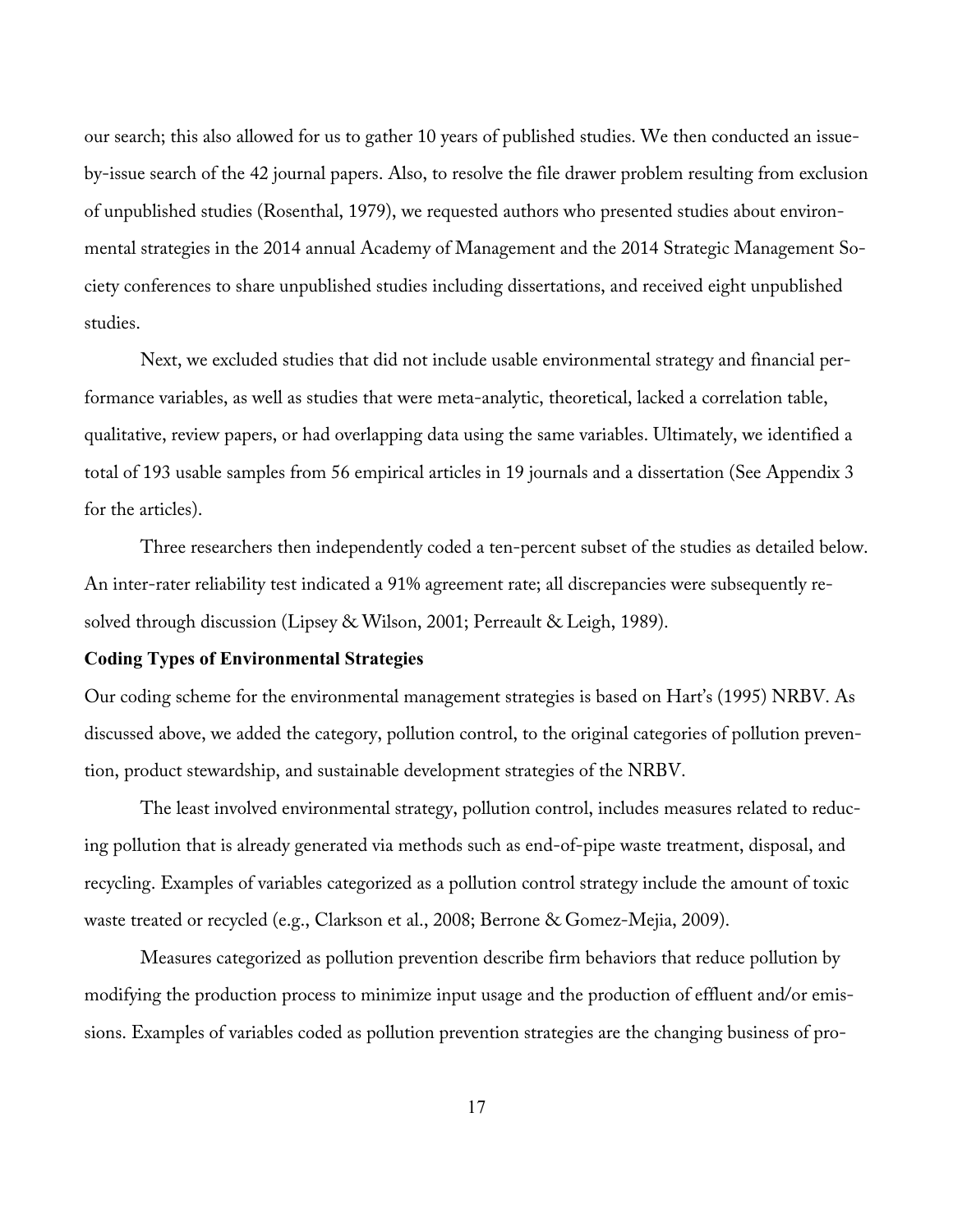our search; this also allowed for us to gather 10 years of published studies. We then conducted an issue-by-issue search of the 42 journal papers. Also, to resolve the file drawer problem resulting from exclusion of unpublished studies (Rosenthal, 1979), we requested authors who presented studies about environmental strategies in the 2014 annual Academy of Management and the 2014 Strategic Management Society conferences to share unpublished studies including dissertations, and received eight unpublished studies.

Next, we excluded studies that did not include usable environmental strategy and financial performance variables, as well as studies that were meta-analytic, theoretical, lacked a correlation table, qualitative, review papers, or had overlapping data using the same variables. Ultimately, we identified a total of 193 usable samples from 56 empirical articles in 19 journals and a dissertation (See Appendix 3 for the articles).

Three researchers then independently coded a ten-percent subset of the studies as detailed below. An inter-rater reliability test indicated a 91% agreement rate; all discrepancies were subsequently resolved through discussion (Lipsey & Wilson, 2001; Perreault & Leigh, 1989).

**Coding Types of Environmental Strategies**

Our coding scheme for the environmental management strategies is based on Hart's (1995) NRBV. As discussed above, we added the category, pollution control, to the original categories of pollution prevention, product stewardship, and sustainable development strategies of the NRBV.

The least involved environmental strategy, pollution control, includes measures related to reducing pollution that is already generated via methods such as end-of-pipe waste treatment, disposal, and recycling. Examples of variables categorized as a pollution control strategy include the amount of toxic waste treated or recycled (e.g., Clarkson et al., 2008; Berrone & Gomez-Mejia, 2009).

Measures categorized as pollution prevention describe firm behaviors that reduce pollution by modifying the production process to minimize input usage and the production of effluent and/or emissions. Examples of variables coded as pollution prevention strategies are the changing business of pro-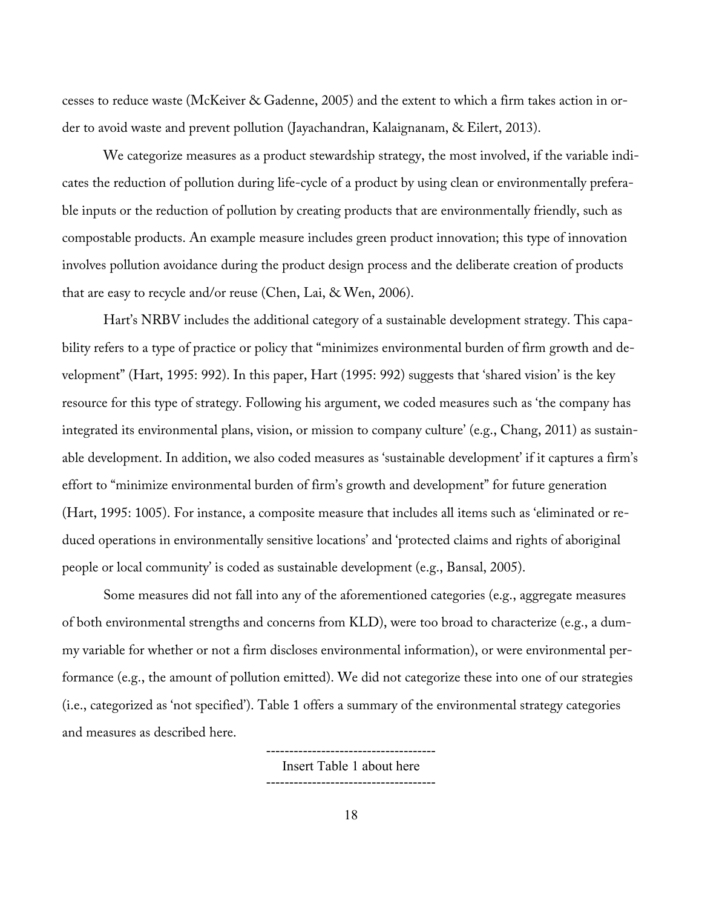cesses to reduce waste (McKeiver & Gadenne, 2005) and the extent to which a firm takes action in order to avoid waste and prevent pollution (Jayachandran, Kalaignanam, & Eilert, 2013).

We categorize measures as a product stewardship strategy, the most involved, if the variable indicates the reduction of pollution during life-cycle of a product by using clean or environmentally preferable inputs or the reduction of pollution by creating products that are environmentally friendly, such as compostable products. An example measure includes green product innovation; this type of innovation involves pollution avoidance during the product design process and the deliberate creation of products that are easy to recycle and/or reuse (Chen, Lai, & Wen, 2006).

Hart's NRBV includes the additional category of a sustainable development strategy. This capability refers to a type of practice or policy that "minimizes environmental burden of firm growth and development" (Hart, 1995: 992). In this paper, Hart (1995: 992) suggests that 'shared vision' is the key resource for this type of strategy. Following his argument, we coded measures such as 'the company has integrated its environmental plans, vision, or mission to company culture' (e.g., Chang, 2011) as sustainable development. In addition, we also coded measures as 'sustainable development' if it captures a firm's effort to "minimize environmental burden of firm's growth and development" for future generation (Hart, 1995: 1005). For instance, a composite measure that includes all items such as 'eliminated or reduced operations in environmentally sensitive locations' and 'protected claims and rights of aboriginal people or local community' is coded as sustainable development (e.g., Bansal, 2005).

Some measures did not fall into any of the aforementioned categories (e.g., aggregate measures of both environmental strengths and concerns from KLD), were too broad to characterize (e.g., a dummy variable for whether or not a firm discloses environmental information), or were environmental performance (e.g., the amount of pollution emitted). We did not categorize these into one of our strategies (i.e., categorized as 'not specified'). Table 1 offers a summary of the environmental strategy categories and measures as described here.

------------------------------------
Insert Table 1 about here
------------------------------------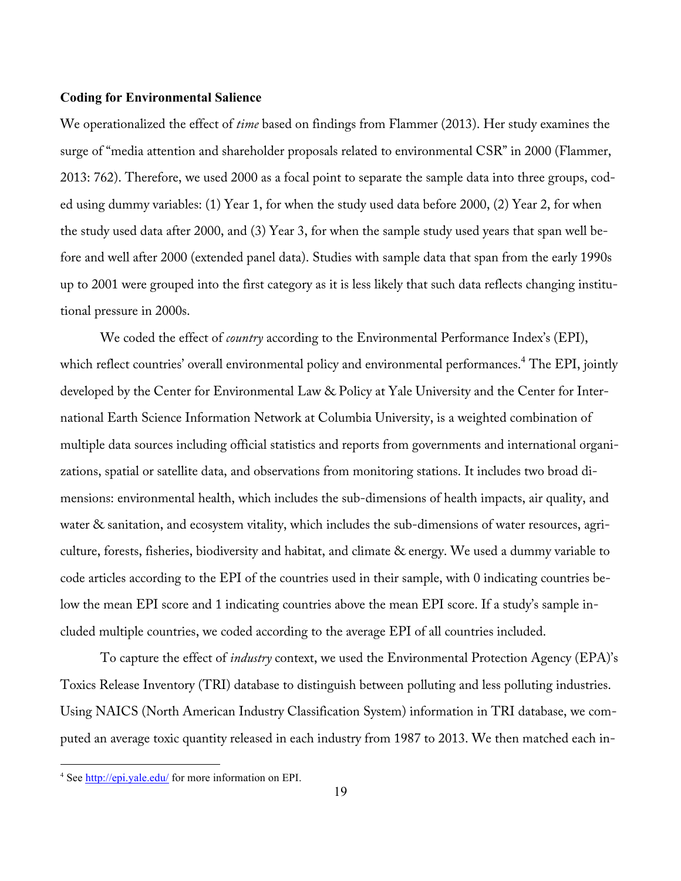**Coding for Environmental Salience**

We operationalized the effect of *time* based on findings from Flammer (2013). Her study examines the surge of "media attention and shareholder proposals related to environmental CSR" in 2000 (Flammer, 2013: 762). Therefore, we used 2000 as a focal point to separate the sample data into three groups, coded using dummy variables: (1) Year 1, for when the study used data before 2000, (2) Year 2, for when the study used data after 2000, and (3) Year 3, for when the sample study used years that span well before and well after 2000 (extended panel data). Studies with sample data that span from the early 1990s up to 2001 were grouped into the first category as it is less likely that such data reflects changing institutional pressure in 2000s.

We coded the effect of *country* according to the Environmental Performance Index's (EPI), which reflect countries' overall environmental policy and environmental performances.[4] The EPI, jointly developed by the Center for Environmental Law & Policy at Yale University and the Center for International Earth Science Information Network at Columbia University, is a weighted combination of multiple data sources including official statistics and reports from governments and international organizations, spatial or satellite data, and observations from monitoring stations. It includes two broad dimensions: environmental health, which includes the sub-dimensions of health impacts, air quality, and water & sanitation, and ecosystem vitality, which includes the sub-dimensions of water resources, agriculture, forests, fisheries, biodiversity and habitat, and climate & energy. We used a dummy variable to code articles according to the EPI of the countries used in their sample, with 0 indicating countries below the mean EPI score and 1 indicating countries above the mean EPI score. If a study's sample included multiple countries, we coded according to the average EPI of all countries included.

To capture the effect of *industry* context, we used the Environmental Protection Agency (EPA)'s Toxics Release Inventory (TRI) database to distinguish between polluting and less polluting industries. Using NAICS (North American Industry Classification System) information in TRI database, we computed an average toxic quantity released in each industry from 1987 to 2013. We then matched each in-

[4] See http://epi.yale.edu/ for more information on EPI.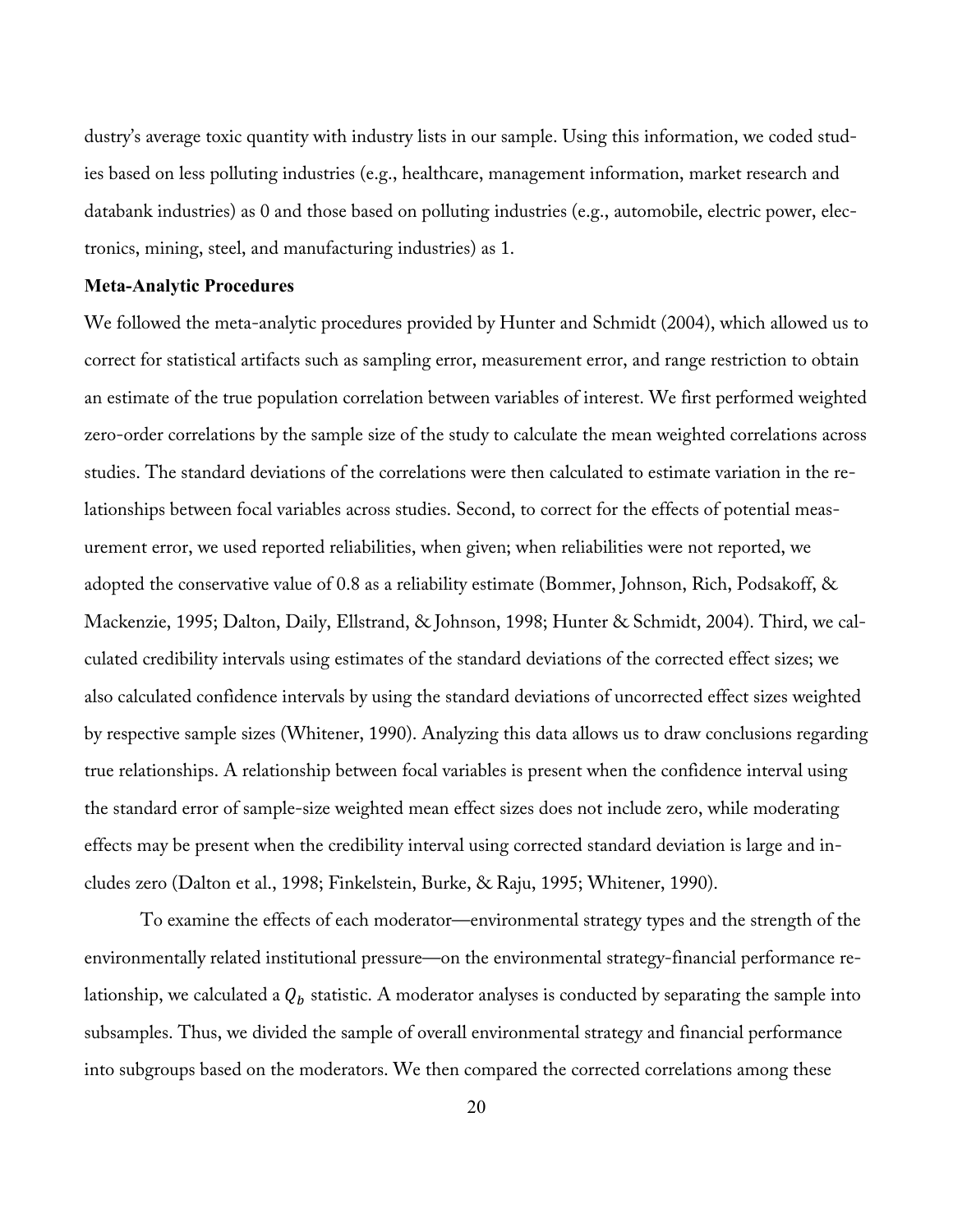dustry's average toxic quantity with industry lists in our sample. Using this information, we coded studies based on less polluting industries (e.g., healthcare, management information, market research and databank industries) as 0 and those based on polluting industries (e.g., automobile, electric power, electronics, mining, steel, and manufacturing industries) as 1.

**Meta-Analytic Procedures**

We followed the meta-analytic procedures provided by Hunter and Schmidt (2004), which allowed us to correct for statistical artifacts such as sampling error, measurement error, and range restriction to obtain an estimate of the true population correlation between variables of interest. We first performed weighted zero-order correlations by the sample size of the study to calculate the mean weighted correlations across studies. The standard deviations of the correlations were then calculated to estimate variation in the relationships between focal variables across studies. Second, to correct for the effects of potential measurement error, we used reported reliabilities, when given; when reliabilities were not reported, we adopted the conservative value of 0.8 as a reliability estimate (Bommer, Johnson, Rich, Podsakoff, & Mackenzie, 1995; Dalton, Daily, Ellstrand, & Johnson, 1998; Hunter & Schmidt, 2004). Third, we calculated credibility intervals using estimates of the standard deviations of the corrected effect sizes; we also calculated confidence intervals by using the standard deviations of uncorrected effect sizes weighted by respective sample sizes (Whitener, 1990). Analyzing this data allows us to draw conclusions regarding true relationships. A relationship between focal variables is present when the confidence interval using the standard error of sample-size weighted mean effect sizes does not include zero, while moderating effects may be present when the credibility interval using corrected standard deviation is large and includes zero (Dalton et al., 1998; Finkelstein, Burke, & Raju, 1995; Whitener, 1990).

To examine the effects of each moderator—environmental strategy types and the strength of the environmentally related institutional pressure—on the environmental strategy-financial performance relationship, we calculated a $Q_b$ statistic. A moderator analyses is conducted by separating the sample into subsamples. Thus, we divided the sample of overall environmental strategy and financial performance into subgroups based on the moderators. We then compared the corrected correlations among these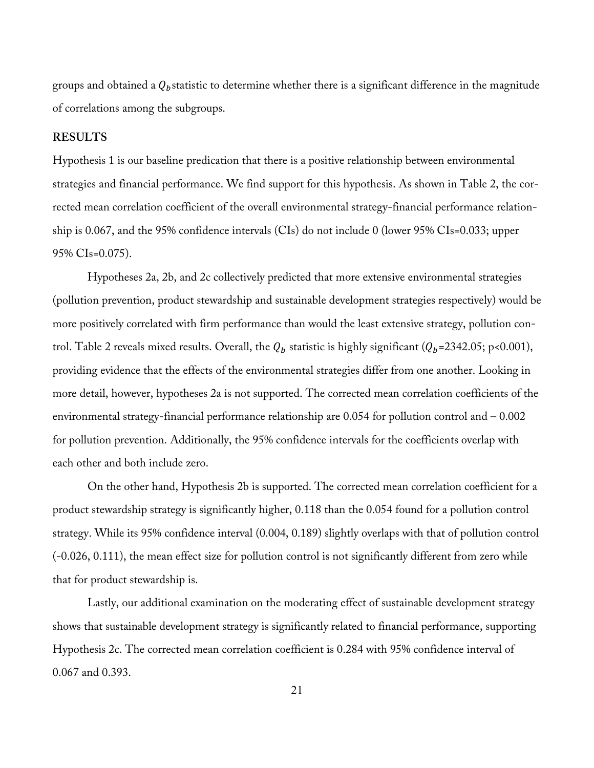groups and obtained a $Q_b$ statistic to determine whether there is a significant difference in the magnitude of correlations among the subgroups.

## RESULTS

Hypothesis 1 is our baseline predication that there is a positive relationship between environmental strategies and financial performance. We find support for this hypothesis. As shown in Table 2, the corrected mean correlation coefficient of the overall environmental strategy-financial performance relationship is 0.067, and the 95% confidence intervals (CIs) do not include 0 (lower 95% CIs=0.033; upper 95% CIs=0.075).

Hypotheses 2a, 2b, and 2c collectively predicted that more extensive environmental strategies (pollution prevention, product stewardship and sustainable development strategies respectively) would be more positively correlated with firm performance than would the least extensive strategy, pollution control. Table 2 reveals mixed results. Overall, the $Q_b$ statistic is highly significant ($Q_b$=2342.05; $p<0.001$), providing evidence that the effects of the environmental strategies differ from one another. Looking in more detail, however, hypotheses 2a is not supported. The corrected mean correlation coefficients of the environmental strategy-financial performance relationship are 0.054 for pollution control and – 0.002 for pollution prevention. Additionally, the 95% confidence intervals for the coefficients overlap with each other and both include zero.

On the other hand, Hypothesis 2b is supported. The corrected mean correlation coefficient for a product stewardship strategy is significantly higher, 0.118 than the 0.054 found for a pollution control strategy. While its 95% confidence interval (0.004, 0.189) slightly overlaps with that of pollution control (-0.026, 0.111), the mean effect size for pollution control is not significantly different from zero while that for product stewardship is.

Lastly, our additional examination on the moderating effect of sustainable development strategy shows that sustainable development strategy is significantly related to financial performance, supporting Hypothesis 2c. The corrected mean correlation coefficient is 0.284 with 95% confidence interval of 0.067 and 0.393.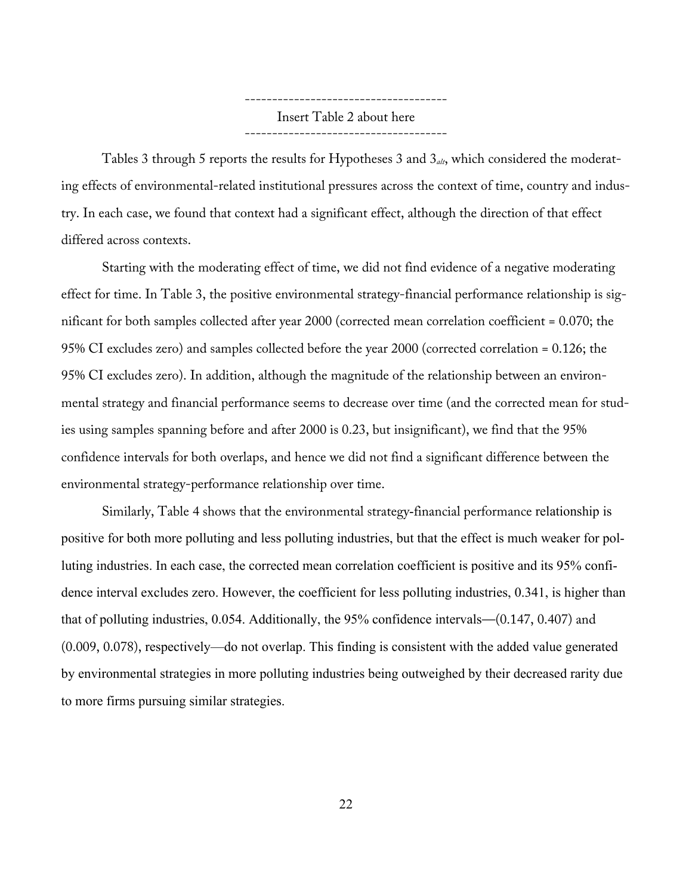------------------------------------

Insert Table 2 about here

------------------------------------

Tables 3 through 5 reports the results for Hypotheses 3 and $3_{alt}$, which considered the moderating effects of environmental-related institutional pressures across the context of time, country and industry. In each case, we found that context had a significant effect, although the direction of that effect differed across contexts.

Starting with the moderating effect of time, we did not find evidence of a negative moderating effect for time. In Table 3, the positive environmental strategy-financial performance relationship is significant for both samples collected after year 2000 (corrected mean correlation coefficient = 0.070; the 95% CI excludes zero) and samples collected before the year 2000 (corrected correlation = 0.126; the 95% CI excludes zero). In addition, although the magnitude of the relationship between an environmental strategy and financial performance seems to decrease over time (and the corrected mean for studies using samples spanning before and after 2000 is 0.23, but insignificant), we find that the 95% confidence intervals for both overlaps, and hence we did not find a significant difference between the environmental strategy-performance relationship over time.

Similarly, Table 4 shows that the environmental strategy-financial performance relationship is positive for both more polluting and less polluting industries, but that the effect is much weaker for polluting industries. In each case, the corrected mean correlation coefficient is positive and its 95% confidence interval excludes zero. However, the coefficient for less polluting industries, 0.341, is higher than that of polluting industries, 0.054. Additionally, the 95% confidence intervals—(0.147, 0.407) and (0.009, 0.078), respectively—do not overlap. This finding is consistent with the added value generated by environmental strategies in more polluting industries being outweighed by their decreased rarity due to more firms pursuing similar strategies.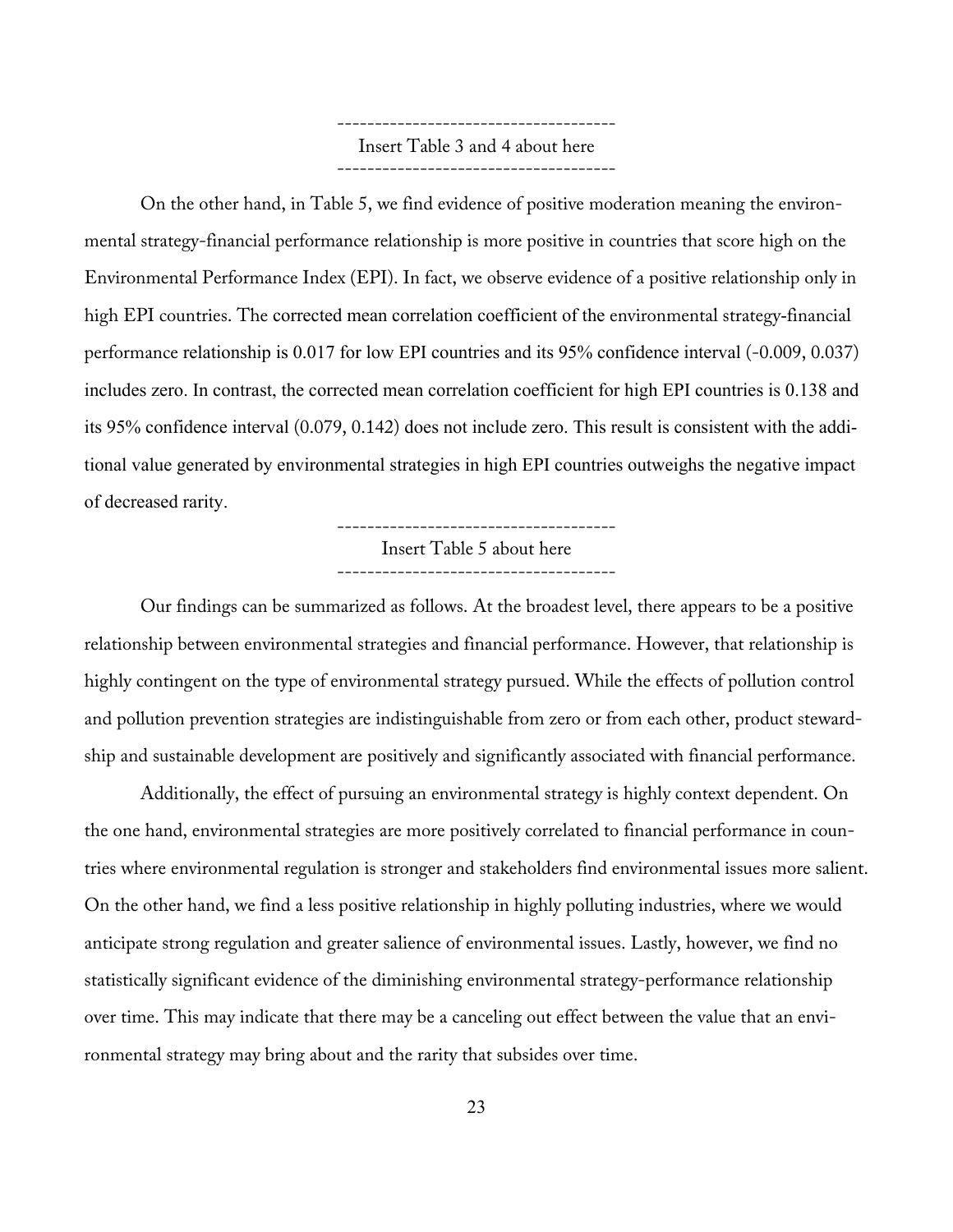------------------------------------

Insert Table 3 and 4 about here

------------------------------------

On the other hand, in Table 5, we find evidence of positive moderation meaning the environmental strategy-financial performance relationship is more positive in countries that score high on the Environmental Performance Index (EPI). In fact, we observe evidence of a positive relationship only in high EPI countries. The corrected mean correlation coefficient of the environmental strategy-financial performance relationship is 0.017 for low EPI countries and its 95% confidence interval (-0.009, 0.037) includes zero. In contrast, the corrected mean correlation coefficient for high EPI countries is 0.138 and its 95% confidence interval (0.079, 0.142) does not include zero. This result is consistent with the additional value generated by environmental strategies in high EPI countries outweighs the negative impact of decreased rarity.

------------------------------------

Insert Table 5 about here

------------------------------------

Our findings can be summarized as follows. At the broadest level, there appears to be a positive relationship between environmental strategies and financial performance. However, that relationship is highly contingent on the type of environmental strategy pursued. While the effects of pollution control and pollution prevention strategies are indistinguishable from zero or from each other, product stewardship and sustainable development are positively and significantly associated with financial performance.

Additionally, the effect of pursuing an environmental strategy is highly context dependent. On the one hand, environmental strategies are more positively correlated to financial performance in countries where environmental regulation is stronger and stakeholders find environmental issues more salient. On the other hand, we find a less positive relationship in highly polluting industries, where we would anticipate strong regulation and greater salience of environmental issues. Lastly, however, we find no statistically significant evidence of the diminishing environmental strategy-performance relationship over time. This may indicate that there may be a canceling out effect between the value that an environmental strategy may bring about and the rarity that subsides over time.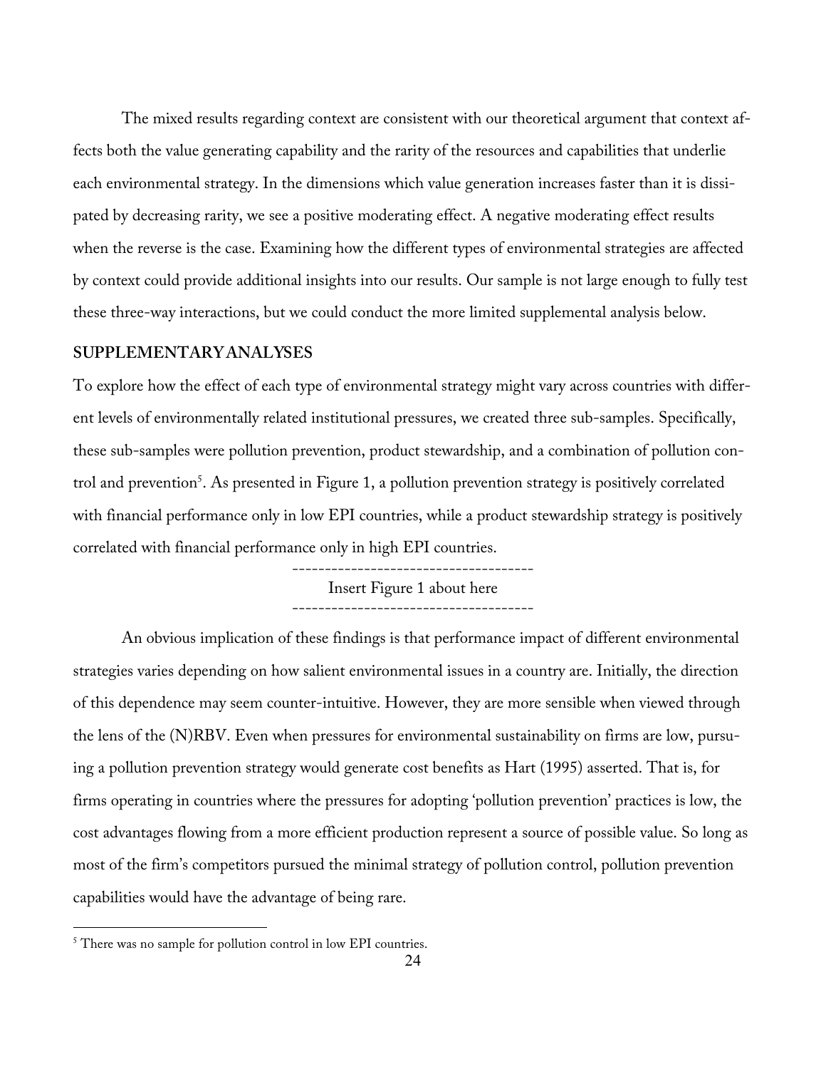The mixed results regarding context are consistent with our theoretical argument that context affects both the value generating capability and the rarity of the resources and capabilities that underlie each environmental strategy. In the dimensions which value generation increases faster than it is dissipated by decreasing rarity, we see a positive moderating effect. A negative moderating effect results when the reverse is the case. Examining how the different types of environmental strategies are affected by context could provide additional insights into our results. Our sample is not large enough to fully test these three-way interactions, but we could conduct the more limited supplemental analysis below.

## SUPPLEMENTARY ANALYSES

To explore how the effect of each type of environmental strategy might vary across countries with different levels of environmentally related institutional pressures, we created three sub-samples. Specifically, these sub-samples were pollution prevention, product stewardship, and a combination of pollution control and prevention[5]. As presented in Figure 1, a pollution prevention strategy is positively correlated with financial performance only in low EPI countries, while a product stewardship strategy is positively correlated with financial performance only in high EPI countries.

-------------------------------------
Insert Figure 1 about here
-------------------------------------

An obvious implication of these findings is that performance impact of different environmental strategies varies depending on how salient environmental issues in a country are. Initially, the direction of this dependence may seem counter-intuitive. However, they are more sensible when viewed through the lens of the (N)RBV. Even when pressures for environmental sustainability on firms are low, pursuing a pollution prevention strategy would generate cost benefits as Hart (1995) asserted. That is, for firms operating in countries where the pressures for adopting 'pollution prevention' practices is low, the cost advantages flowing from a more efficient production represent a source of possible value. So long as most of the firm's competitors pursued the minimal strategy of pollution control, pollution prevention capabilities would have the advantage of being rare.

[5] There was no sample for pollution control in low EPI countries.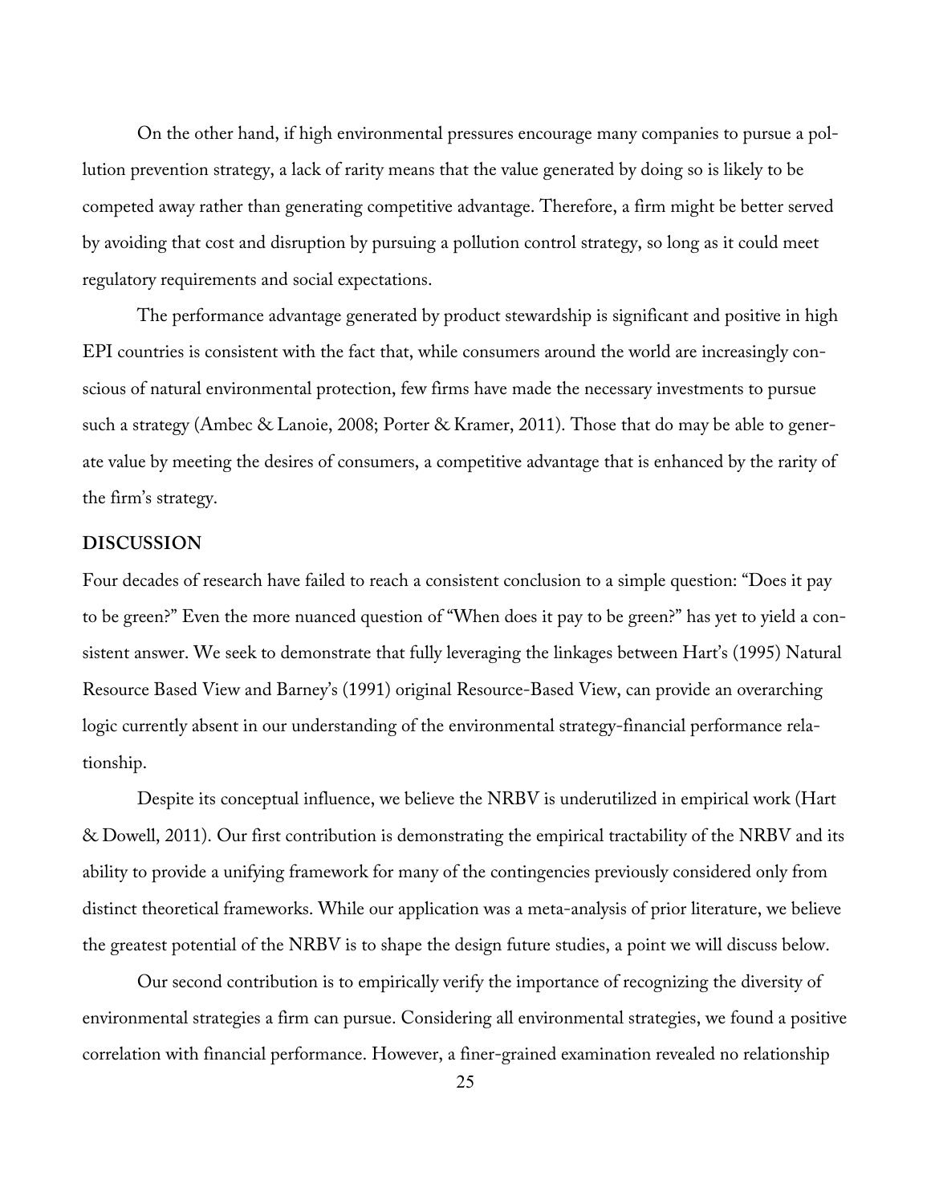On the other hand, if high environmental pressures encourage many companies to pursue a pollution prevention strategy, a lack of rarity means that the value generated by doing so is likely to be competed away rather than generating competitive advantage. Therefore, a firm might be better served by avoiding that cost and disruption by pursuing a pollution control strategy, so long as it could meet regulatory requirements and social expectations.

The performance advantage generated by product stewardship is significant and positive in high EPI countries is consistent with the fact that, while consumers around the world are increasingly conscious of natural environmental protection, few firms have made the necessary investments to pursue such a strategy (Ambec & Lanoie, 2008; Porter & Kramer, 2011). Those that do may be able to generate value by meeting the desires of consumers, a competitive advantage that is enhanced by the rarity of the firm's strategy.

## DISCUSSION

Four decades of research have failed to reach a consistent conclusion to a simple question: "Does it pay to be green?" Even the more nuanced question of "When does it pay to be green?" has yet to yield a consistent answer. We seek to demonstrate that fully leveraging the linkages between Hart's (1995) Natural Resource Based View and Barney's (1991) original Resource-Based View, can provide an overarching logic currently absent in our understanding of the environmental strategy-financial performance relationship.

Despite its conceptual influence, we believe the NRBV is underutilized in empirical work (Hart & Dowell, 2011). Our first contribution is demonstrating the empirical tractability of the NRBV and its ability to provide a unifying framework for many of the contingencies previously considered only from distinct theoretical frameworks. While our application was a meta-analysis of prior literature, we believe the greatest potential of the NRBV is to shape the design future studies, a point we will discuss below.

Our second contribution is to empirically verify the importance of recognizing the diversity of environmental strategies a firm can pursue. Considering all environmental strategies, we found a positive correlation with financial performance. However, a finer-grained examination revealed no relationship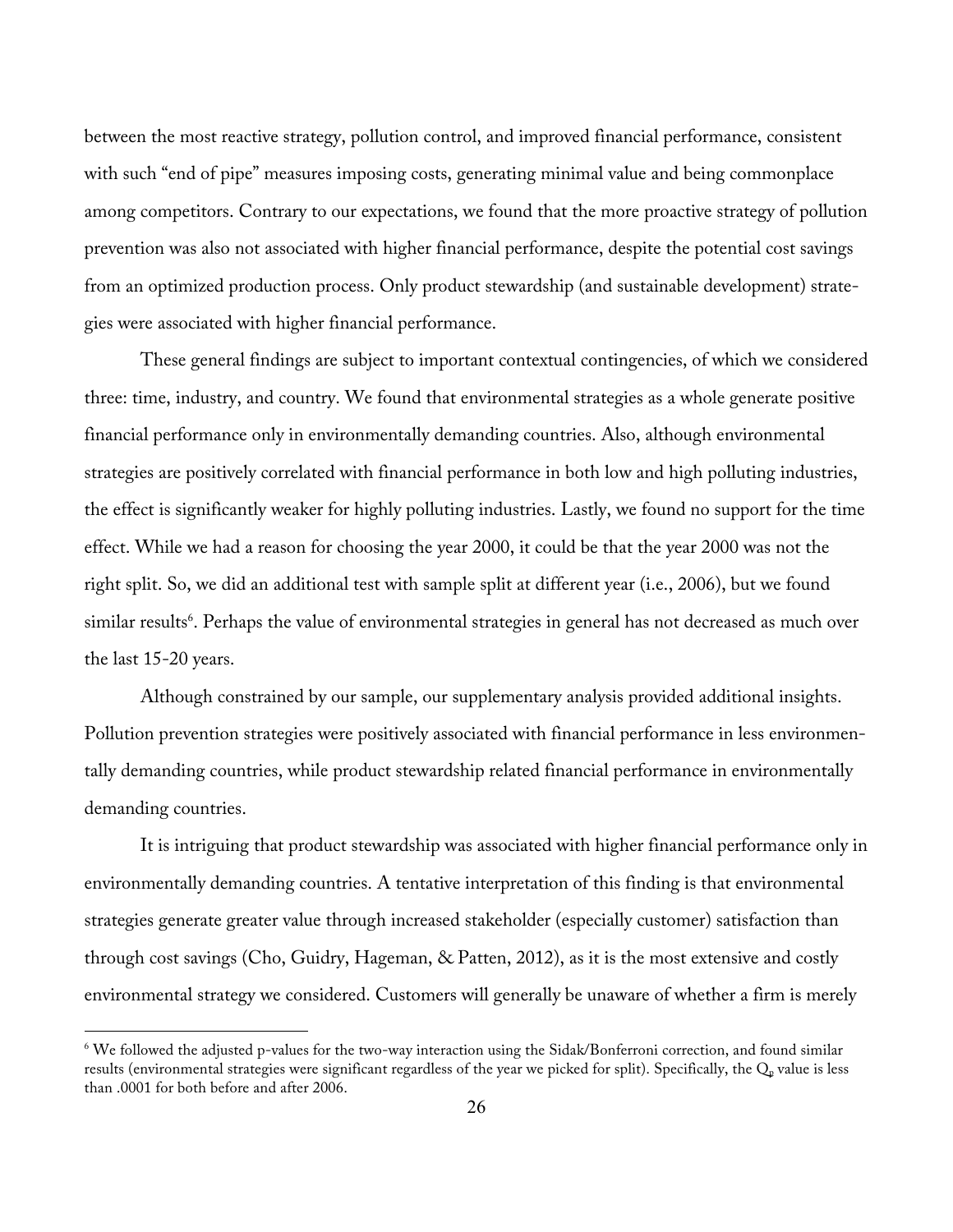between the most reactive strategy, pollution control, and improved financial performance, consistent with such "end of pipe" measures imposing costs, generating minimal value and being commonplace among competitors. Contrary to our expectations, we found that the more proactive strategy of pollution prevention was also not associated with higher financial performance, despite the potential cost savings from an optimized production process. Only product stewardship (and sustainable development) strategies were associated with higher financial performance.

These general findings are subject to important contextual contingencies, of which we considered three: time, industry, and country. We found that environmental strategies as a whole generate positive financial performance only in environmentally demanding countries. Also, although environmental strategies are positively correlated with financial performance in both low and high polluting industries, the effect is significantly weaker for highly polluting industries. Lastly, we found no support for the time effect. While we had a reason for choosing the year 2000, it could be that the year 2000 was not the right split. So, we did an additional test with sample split at different year (i.e., 2006), but we found similar results[6]. Perhaps the value of environmental strategies in general has not decreased as much over the last 15-20 years.

Although constrained by our sample, our supplementary analysis provided additional insights. Pollution prevention strategies were positively associated with financial performance in less environmentally demanding countries, while product stewardship related financial performance in environmentally demanding countries.

It is intriguing that product stewardship was associated with higher financial performance only in environmentally demanding countries. A tentative interpretation of this finding is that environmental strategies generate greater value through increased stakeholder (especially customer) satisfaction than through cost savings (Cho, Guidry, Hageman, & Patten, 2012), as it is the most extensive and costly environmental strategy we considered. Customers will generally be unaware of whether a firm is merely

[6] We followed the adjusted p-values for the two-way interaction using the Sidak/Bonferroni correction, and found similar results (environmental strategies were significant regardless of the year we picked for split). Specifically, the $Q_b$ value is less than .0001 for both before and after 2006.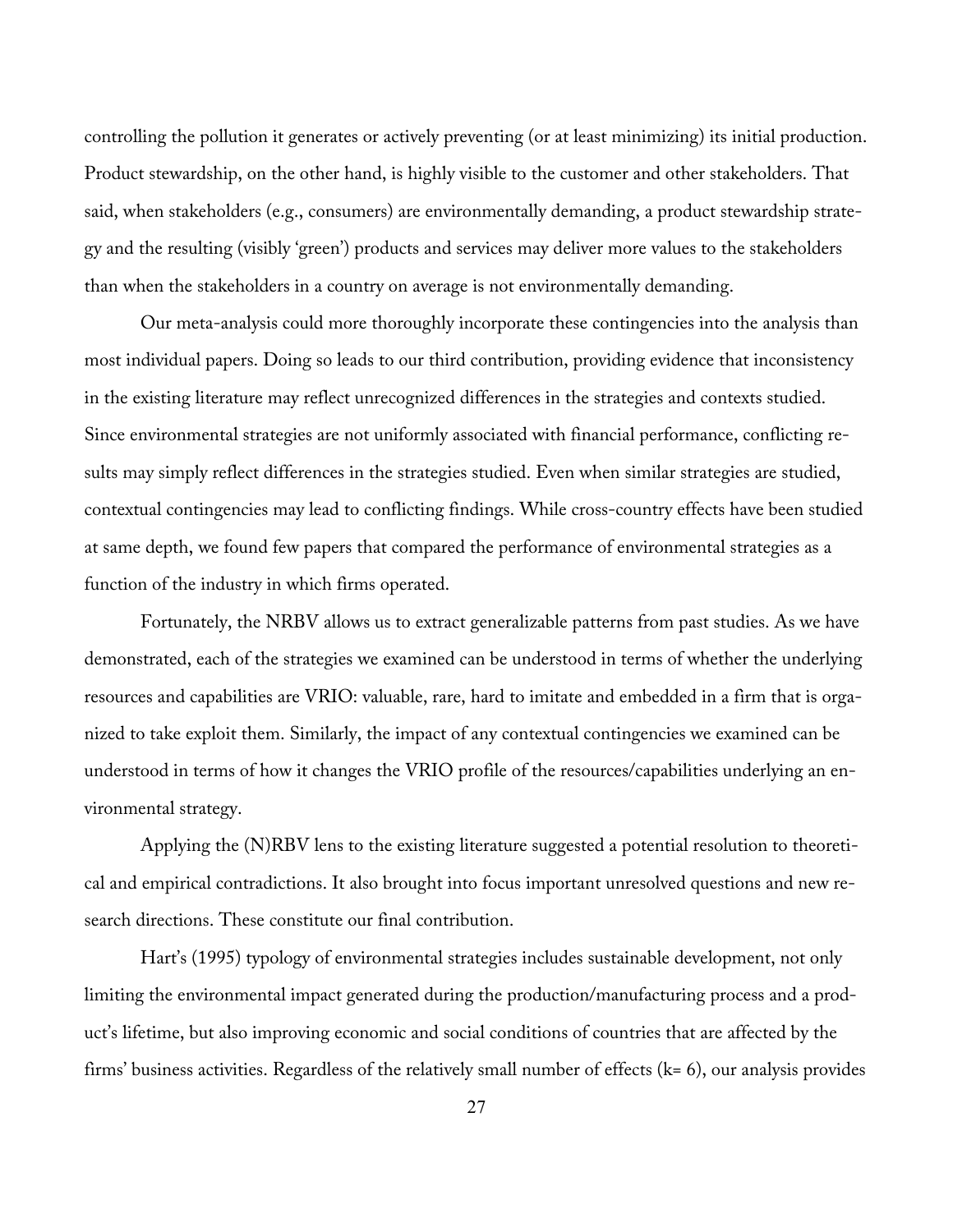controlling the pollution it generates or actively preventing (or at least minimizing) its initial production. Product stewardship, on the other hand, is highly visible to the customer and other stakeholders. That said, when stakeholders (e.g., consumers) are environmentally demanding, a product stewardship strategy and the resulting (visibly 'green') products and services may deliver more values to the stakeholders than when the stakeholders in a country on average is not environmentally demanding.

Our meta-analysis could more thoroughly incorporate these contingencies into the analysis than most individual papers. Doing so leads to our third contribution, providing evidence that inconsistency in the existing literature may reflect unrecognized differences in the strategies and contexts studied. Since environmental strategies are not uniformly associated with financial performance, conflicting results may simply reflect differences in the strategies studied. Even when similar strategies are studied, contextual contingencies may lead to conflicting findings. While cross-country effects have been studied at same depth, we found few papers that compared the performance of environmental strategies as a function of the industry in which firms operated.

Fortunately, the NRBV allows us to extract generalizable patterns from past studies. As we have demonstrated, each of the strategies we examined can be understood in terms of whether the underlying resources and capabilities are VRIO: valuable, rare, hard to imitate and embedded in a firm that is organized to take exploit them. Similarly, the impact of any contextual contingencies we examined can be understood in terms of how it changes the VRIO profile of the resources/capabilities underlying an environmental strategy.

Applying the (N)RBV lens to the existing literature suggested a potential resolution to theoretical and empirical contradictions. It also brought into focus important unresolved questions and new research directions. These constitute our final contribution.

Hart's (1995) typology of environmental strategies includes sustainable development, not only limiting the environmental impact generated during the production/manufacturing process and a product's lifetime, but also improving economic and social conditions of countries that are affected by the firms' business activities. Regardless of the relatively small number of effects (k= 6), our analysis provides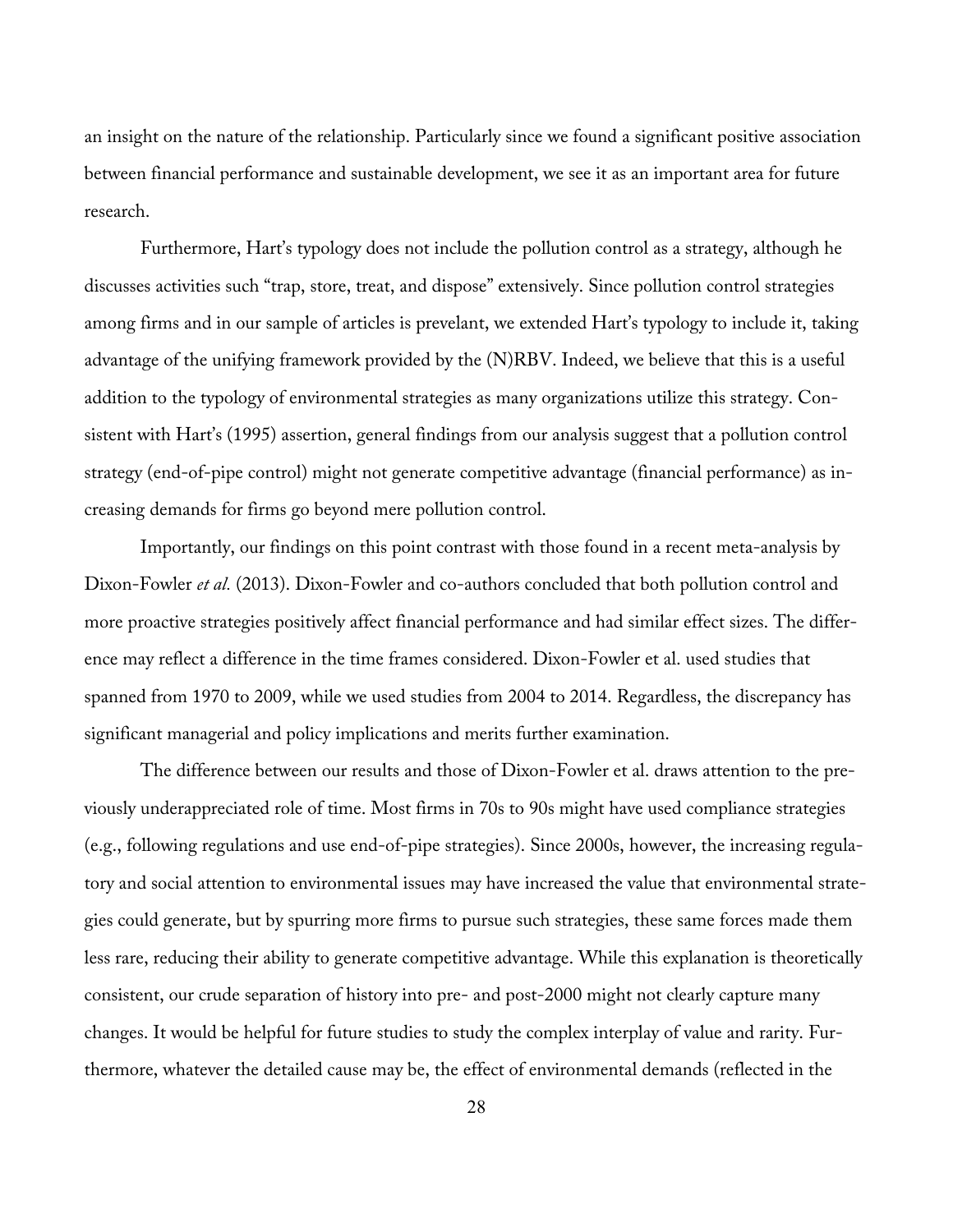an insight on the nature of the relationship. Particularly since we found a significant positive association between financial performance and sustainable development, we see it as an important area for future research.

Furthermore, Hart's typology does not include the pollution control as a strategy, although he discusses activities such "trap, store, treat, and dispose" extensively. Since pollution control strategies among firms and in our sample of articles is prevelant, we extended Hart's typology to include it, taking advantage of the unifying framework provided by the (N)RBV. Indeed, we believe that this is a useful addition to the typology of environmental strategies as many organizations utilize this strategy. Consistent with Hart's (1995) assertion, general findings from our analysis suggest that a pollution control strategy (end-of-pipe control) might not generate competitive advantage (financial performance) as increasing demands for firms go beyond mere pollution control.

Importantly, our findings on this point contrast with those found in a recent meta-analysis by Dixon-Fowler *et al.* (2013). Dixon-Fowler and co-authors concluded that both pollution control and more proactive strategies positively affect financial performance and had similar effect sizes. The difference may reflect a difference in the time frames considered. Dixon-Fowler et al. used studies that spanned from 1970 to 2009, while we used studies from 2004 to 2014. Regardless, the discrepancy has significant managerial and policy implications and merits further examination.

The difference between our results and those of Dixon-Fowler et al. draws attention to the previously underappreciated role of time. Most firms in 70s to 90s might have used compliance strategies (e.g., following regulations and use end-of-pipe strategies). Since 2000s, however, the increasing regulatory and social attention to environmental issues may have increased the value that environmental strategies could generate, but by spurring more firms to pursue such strategies, these same forces made them less rare, reducing their ability to generate competitive advantage. While this explanation is theoretically consistent, our crude separation of history into pre- and post-2000 might not clearly capture many changes. It would be helpful for future studies to study the complex interplay of value and rarity. Furthermore, whatever the detailed cause may be, the effect of environmental demands (reflected in the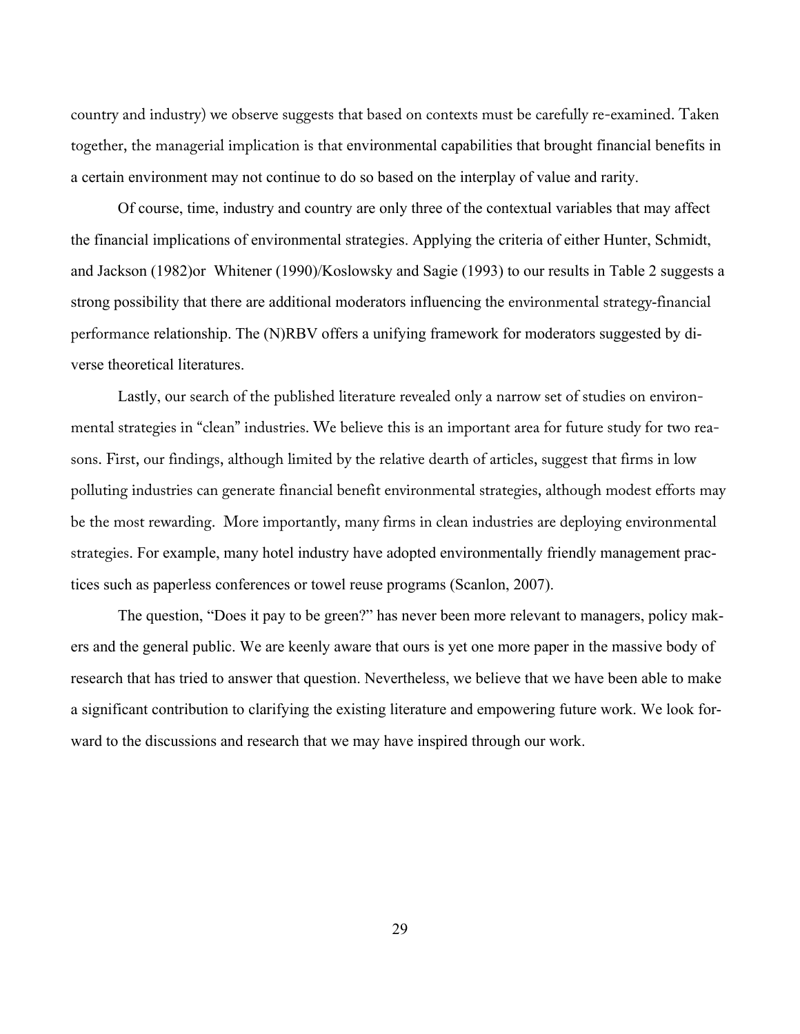country and industry) we observe suggests that based on contexts must be carefully re-examined. Taken together, the managerial implication is that environmental capabilities that brought financial benefits in a certain environment may not continue to do so based on the interplay of value and rarity.

Of course, time, industry and country are only three of the contextual variables that may affect the financial implications of environmental strategies. Applying the criteria of either Hunter, Schmidt, and Jackson (1982)or Whitener (1990)/Koslowsky and Sagie (1993) to our results in Table 2 suggests a strong possibility that there are additional moderators influencing the environmental strategy-financial performance relationship. The (N)RBV offers a unifying framework for moderators suggested by diverse theoretical literatures.

Lastly, our search of the published literature revealed only a narrow set of studies on environmental strategies in "clean" industries. We believe this is an important area for future study for two reasons. First, our findings, although limited by the relative dearth of articles, suggest that firms in low polluting industries can generate financial benefit environmental strategies, although modest efforts may be the most rewarding. More importantly, many firms in clean industries are deploying environmental strategies. For example, many hotel industry have adopted environmentally friendly management practices such as paperless conferences or towel reuse programs (Scanlon, 2007).

The question, "Does it pay to be green?" has never been more relevant to managers, policy makers and the general public. We are keenly aware that ours is yet one more paper in the massive body of research that has tried to answer that question. Nevertheless, we believe that we have been able to make a significant contribution to clarifying the existing literature and empowering future work. We look forward to the discussions and research that we may have inspired through our work.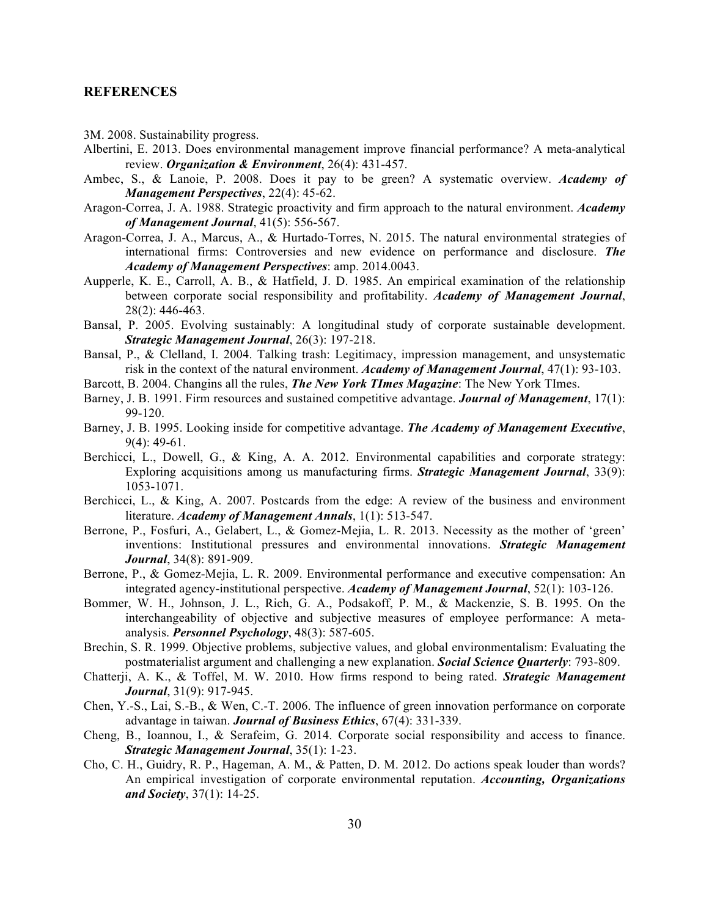## REFERENCES

3M. 2008. Sustainability progress.

Albertini, E. 2013. Does environmental management improve financial performance? A meta-analytical review. ***Organization & Environment***, 26(4): 431-457.

Ambec, S., & Lanoie, P. 2008. Does it pay to be green? A systematic overview. ***Academy of Management Perspectives***, 22(4): 45-62.

Aragon-Correa, J. A. 1988. Strategic proactivity and firm approach to the natural environment. ***Academy of Management Journal***, 41(5): 556-567.

Aragon-Correa, J. A., Marcus, A., & Hurtado-Torres, N. 2015. The natural environmental strategies of international firms: Controversies and new evidence on performance and disclosure. ***The Academy of Management Perspectives***: amp. 2014.0043.

Aupperle, K. E., Carroll, A. B., & Hatfield, J. D. 1985. An empirical examination of the relationship between corporate social responsibility and profitability. ***Academy of Management Journal***, 28(2): 446-463.

Bansal, P. 2005. Evolving sustainably: A longitudinal study of corporate sustainable development. ***Strategic Management Journal***, 26(3): 197-218.

Bansal, P., & Clelland, I. 2004. Talking trash: Legitimacy, impression management, and unsystematic risk in the context of the natural environment. ***Academy of Management Journal***, 47(1): 93-103.

Barcott, B. 2004. Changins all the rules, ***The New York TImes Magazine***: The New York TImes.

Barney, J. B. 1991. Firm resources and sustained competitive advantage. ***Journal of Management***, 17(1): 99-120.

Barney, J. B. 1995. Looking inside for competitive advantage. ***The Academy of Management Executive***, 9(4): 49-61.

Berchicci, L., Dowell, G., & King, A. A. 2012. Environmental capabilities and corporate strategy: Exploring acquisitions among us manufacturing firms. ***Strategic Management Journal***, 33(9): 1053-1071.

Berchicci, L., & King, A. 2007. Postcards from the edge: A review of the business and environment literature. ***Academy of Management Annals***, 1(1): 513-547.

Berrone, P., Fosfuri, A., Gelabert, L., & Gomez-Mejia, L. R. 2013. Necessity as the mother of 'green' inventions: Institutional pressures and environmental innovations. ***Strategic Management Journal***, 34(8): 891-909.

Berrone, P., & Gomez-Mejia, L. R. 2009. Environmental performance and executive compensation: An integrated agency-institutional perspective. ***Academy of Management Journal***, 52(1): 103-126.

Bommer, W. H., Johnson, J. L., Rich, G. A., Podsakoff, P. M., & Mackenzie, S. B. 1995. On the interchangeability of objective and subjective measures of employee performance: A meta-analysis. ***Personnel Psychology***, 48(3): 587-605.

Brechin, S. R. 1999. Objective problems, subjective values, and global environmentalism: Evaluating the postmaterialist argument and challenging a new explanation. ***Social Science Quarterly***: 793-809.

Chatterji, A. K., & Toffel, M. W. 2010. How firms respond to being rated. ***Strategic Management Journal***, 31(9): 917-945.

Chen, Y.-S., Lai, S.-B., & Wen, C.-T. 2006. The influence of green innovation performance on corporate advantage in taiwan. ***Journal of Business Ethics***, 67(4): 331-339.

Cheng, B., Ioannou, I., & Serafeim, G. 2014. Corporate social responsibility and access to finance. ***Strategic Management Journal***, 35(1): 1-23.

Cho, C. H., Guidry, R. P., Hageman, A. M., & Patten, D. M. 2012. Do actions speak louder than words? An empirical investigation of corporate environmental reputation. ***Accounting, Organizations and Society***, 37(1): 14-25.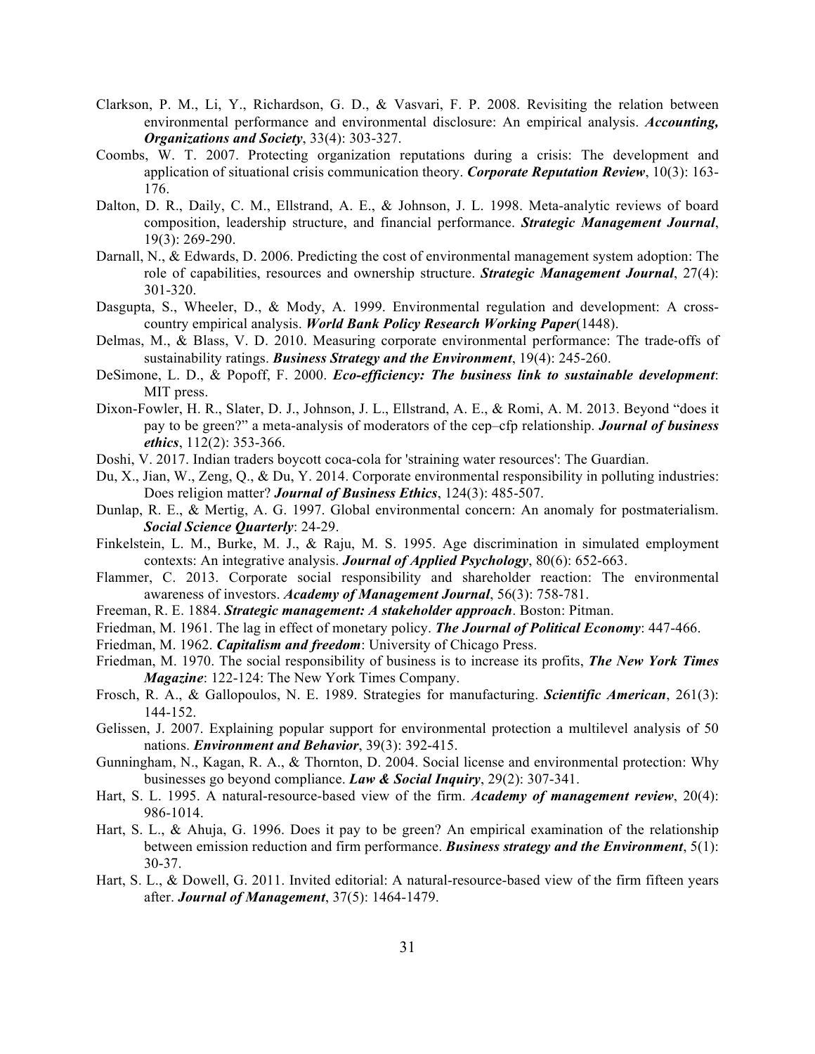Clarkson, P. M., Li, Y., Richardson, G. D., & Vasvari, F. P. 2008. Revisiting the relation between environmental performance and environmental disclosure: An empirical analysis. ***Accounting, Organizations and Society***, 33(4): 303-327.

Coombs, W. T. 2007. Protecting organization reputations during a crisis: The development and application of situational crisis communication theory. ***Corporate Reputation Review***, 10(3): 163-176.

Dalton, D. R., Daily, C. M., Ellstrand, A. E., & Johnson, J. L. 1998. Meta-analytic reviews of board composition, leadership structure, and financial performance. ***Strategic Management Journal***, 19(3): 269-290.

Darnall, N., & Edwards, D. 2006. Predicting the cost of environmental management system adoption: The role of capabilities, resources and ownership structure. ***Strategic Management Journal***, 27(4): 301-320.

Dasgupta, S., Wheeler, D., & Mody, A. 1999. Environmental regulation and development: A cross-country empirical analysis. ***World Bank Policy Research Working Paper***(1448).

Delmas, M., & Blass, V. D. 2010. Measuring corporate environmental performance: The trade-offs of sustainability ratings. ***Business Strategy and the Environment***, 19(4): 245-260.

DeSimone, L. D., & Popoff, F. 2000. ***Eco-efficiency: The business link to sustainable development***: MIT press.

Dixon-Fowler, H. R., Slater, D. J., Johnson, J. L., Ellstrand, A. E., & Romi, A. M. 2013. Beyond "does it pay to be green?" a meta-analysis of moderators of the cep–cfp relationship. ***Journal of business ethics***, 112(2): 353-366.

Doshi, V. 2017. Indian traders boycott coca-cola for 'straining water resources': The Guardian.

Du, X., Jian, W., Zeng, Q., & Du, Y. 2014. Corporate environmental responsibility in polluting industries: Does religion matter? ***Journal of Business Ethics***, 124(3): 485-507.

Dunlap, R. E., & Mertig, A. G. 1997. Global environmental concern: An anomaly for postmaterialism. ***Social Science Quarterly***: 24-29.

Finkelstein, L. M., Burke, M. J., & Raju, M. S. 1995. Age discrimination in simulated employment contexts: An integrative analysis. ***Journal of Applied Psychology***, 80(6): 652-663.

Flammer, C. 2013. Corporate social responsibility and shareholder reaction: The environmental awareness of investors. ***Academy of Management Journal***, 56(3): 758-781.

Freeman, R. E. 1884. ***Strategic management: A stakeholder approach***. Boston: Pitman.

Friedman, M. 1961. The lag in effect of monetary policy. ***The Journal of Political Economy***: 447-466.

Friedman, M. 1962. ***Capitalism and freedom***: University of Chicago Press.

Friedman, M. 1970. The social responsibility of business is to increase its profits, ***The New York Times Magazine***: 122-124: The New York Times Company.

Frosch, R. A., & Gallopoulos, N. E. 1989. Strategies for manufacturing. ***Scientific American***, 261(3): 144-152.

Gelissen, J. 2007. Explaining popular support for environmental protection a multilevel analysis of 50 nations. ***Environment and Behavior***, 39(3): 392-415.

Gunningham, N., Kagan, R. A., & Thornton, D. 2004. Social license and environmental protection: Why businesses go beyond compliance. ***Law & Social Inquiry***, 29(2): 307-341.

Hart, S. L. 1995. A natural-resource-based view of the firm. ***Academy of management review***, 20(4): 986-1014.

Hart, S. L., & Ahuja, G. 1996. Does it pay to be green? An empirical examination of the relationship between emission reduction and firm performance. ***Business strategy and the Environment***, 5(1): 30-37.

Hart, S. L., & Dowell, G. 2011. Invited editorial: A natural-resource-based view of the firm fifteen years after. ***Journal of Management***, 37(5): 1464-1479.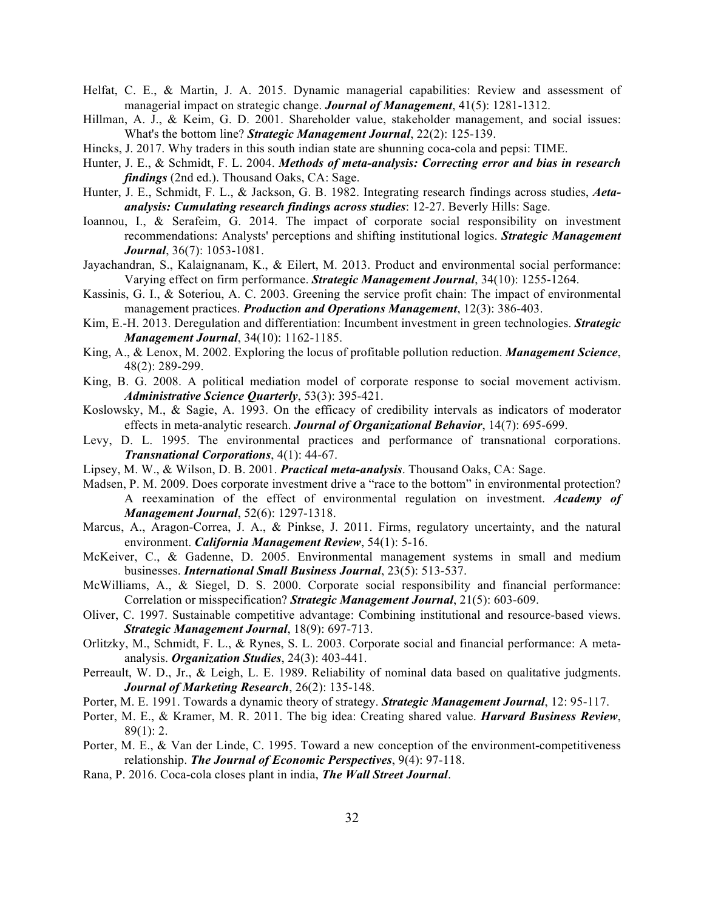Helfat, C. E., & Martin, J. A. 2015. Dynamic managerial capabilities: Review and assessment of managerial impact on strategic change. ***Journal of Management***, 41(5): 1281-1312.

Hillman, A. J., & Keim, G. D. 2001. Shareholder value, stakeholder management, and social issues: What's the bottom line? ***Strategic Management Journal***, 22(2): 125-139.

Hincks, J. 2017. Why traders in this south indian state are shunning coca-cola and pepsi: TIME.

Hunter, J. E., & Schmidt, F. L. 2004. ***Methods of meta-analysis: Correcting error and bias in research findings*** (2nd ed.). Thousand Oaks, CA: Sage.

Hunter, J. E., Schmidt, F. L., & Jackson, G. B. 1982. Integrating research findings across studies, ***Aeta-analysis: Cumulating research findings across studies***: 12-27. Beverly Hills: Sage.

Ioannou, I., & Serafeim, G. 2014. The impact of corporate social responsibility on investment recommendations: Analysts' perceptions and shifting institutional logics. ***Strategic Management Journal***, 36(7): 1053-1081.

Jayachandran, S., Kalaignanam, K., & Eilert, M. 2013. Product and environmental social performance: Varying effect on firm performance. ***Strategic Management Journal***, 34(10): 1255-1264.

Kassinis, G. I., & Soteriou, A. C. 2003. Greening the service profit chain: The impact of environmental management practices. ***Production and Operations Management***, 12(3): 386-403.

Kim, E.-H. 2013. Deregulation and differentiation: Incumbent investment in green technologies. ***Strategic Management Journal***, 34(10): 1162-1185.

King, A., & Lenox, M. 2002. Exploring the locus of profitable pollution reduction. ***Management Science***, 48(2): 289-299.

King, B. G. 2008. A political mediation model of corporate response to social movement activism. ***Administrative Science Quarterly***, 53(3): 395-421.

Koslowsky, M., & Sagie, A. 1993. On the efficacy of credibility intervals as indicators of moderator effects in meta-analytic research. ***Journal of Organizational Behavior***, 14(7): 695-699.

Levy, D. L. 1995. The environmental practices and performance of transnational corporations. ***Transnational Corporations***, 4(1): 44-67.

Lipsey, M. W., & Wilson, D. B. 2001. ***Practical meta-analysis***. Thousand Oaks, CA: Sage.

Madsen, P. M. 2009. Does corporate investment drive a "race to the bottom" in environmental protection? A reexamination of the effect of environmental regulation on investment. ***Academy of Management Journal***, 52(6): 1297-1318.

Marcus, A., Aragon-Correa, J. A., & Pinkse, J. 2011. Firms, regulatory uncertainty, and the natural environment. ***California Management Review***, 54(1): 5-16.

McKeiver, C., & Gadenne, D. 2005. Environmental management systems in small and medium businesses. ***International Small Business Journal***, 23(5): 513-537.

McWilliams, A., & Siegel, D. S. 2000. Corporate social responsibility and financial performance: Correlation or misspecification? ***Strategic Management Journal***, 21(5): 603-609.

Oliver, C. 1997. Sustainable competitive advantage: Combining institutional and resource-based views. ***Strategic Management Journal***, 18(9): 697-713.

Orlitzky, M., Schmidt, F. L., & Rynes, S. L. 2003. Corporate social and financial performance: A meta-analysis. ***Organization Studies***, 24(3): 403-441.

Perreault, W. D., Jr., & Leigh, L. E. 1989. Reliability of nominal data based on qualitative judgments. ***Journal of Marketing Research***, 26(2): 135-148.

Porter, M. E. 1991. Towards a dynamic theory of strategy. ***Strategic Management Journal***, 12: 95-117.

Porter, M. E., & Kramer, M. R. 2011. The big idea: Creating shared value. ***Harvard Business Review***, 89(1): 2.

Porter, M. E., & Van der Linde, C. 1995. Toward a new conception of the environment-competitiveness relationship. ***The Journal of Economic Perspectives***, 9(4): 97-118.

Rana, P. 2016. Coca-cola closes plant in india, ***The Wall Street Journal***.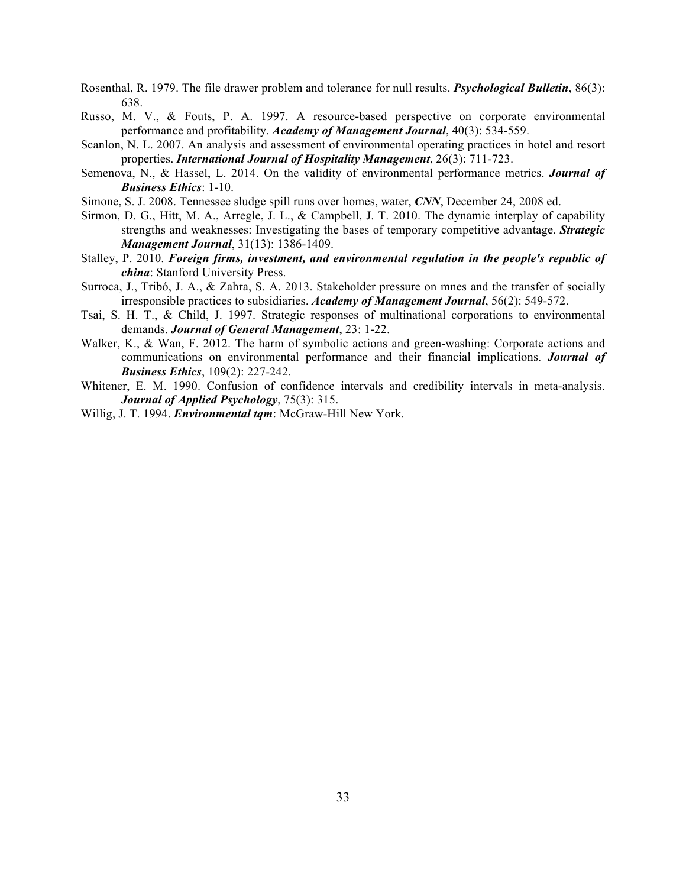Rosenthal, R. 1979. The file drawer problem and tolerance for null results. ***Psychological Bulletin***, 86(3): 638.

Russo, M. V., & Fouts, P. A. 1997. A resource-based perspective on corporate environmental performance and profitability. ***Academy of Management Journal***, 40(3): 534-559.

Scanlon, N. L. 2007. An analysis and assessment of environmental operating practices in hotel and resort properties. ***International Journal of Hospitality Management***, 26(3): 711-723.

Semenova, N., & Hassel, L. 2014. On the validity of environmental performance metrics. ***Journal of Business Ethics***: 1-10.

Simone, S. J. 2008. Tennessee sludge spill runs over homes, water, ***CNN***, December 24, 2008 ed.

Sirmon, D. G., Hitt, M. A., Arregle, J. L., & Campbell, J. T. 2010. The dynamic interplay of capability strengths and weaknesses: Investigating the bases of temporary competitive advantage. ***Strategic Management Journal***, 31(13): 1386-1409.

Stalley, P. 2010. ***Foreign firms, investment, and environmental regulation in the people's republic of china***: Stanford University Press.

Surroca, J., Tribó, J. A., & Zahra, S. A. 2013. Stakeholder pressure on mnes and the transfer of socially irresponsible practices to subsidiaries. ***Academy of Management Journal***, 56(2): 549-572.

Tsai, S. H. T., & Child, J. 1997. Strategic responses of multinational corporations to environmental demands. ***Journal of General Management***, 23: 1-22.

Walker, K., & Wan, F. 2012. The harm of symbolic actions and green-washing: Corporate actions and communications on environmental performance and their financial implications. ***Journal of Business Ethics***, 109(2): 227-242.

Whitener, E. M. 1990. Confusion of confidence intervals and credibility intervals in meta-analysis. ***Journal of Applied Psychology***, 75(3): 315.

Willig, J. T. 1994. ***Environmental tqm***: McGraw-Hill New York.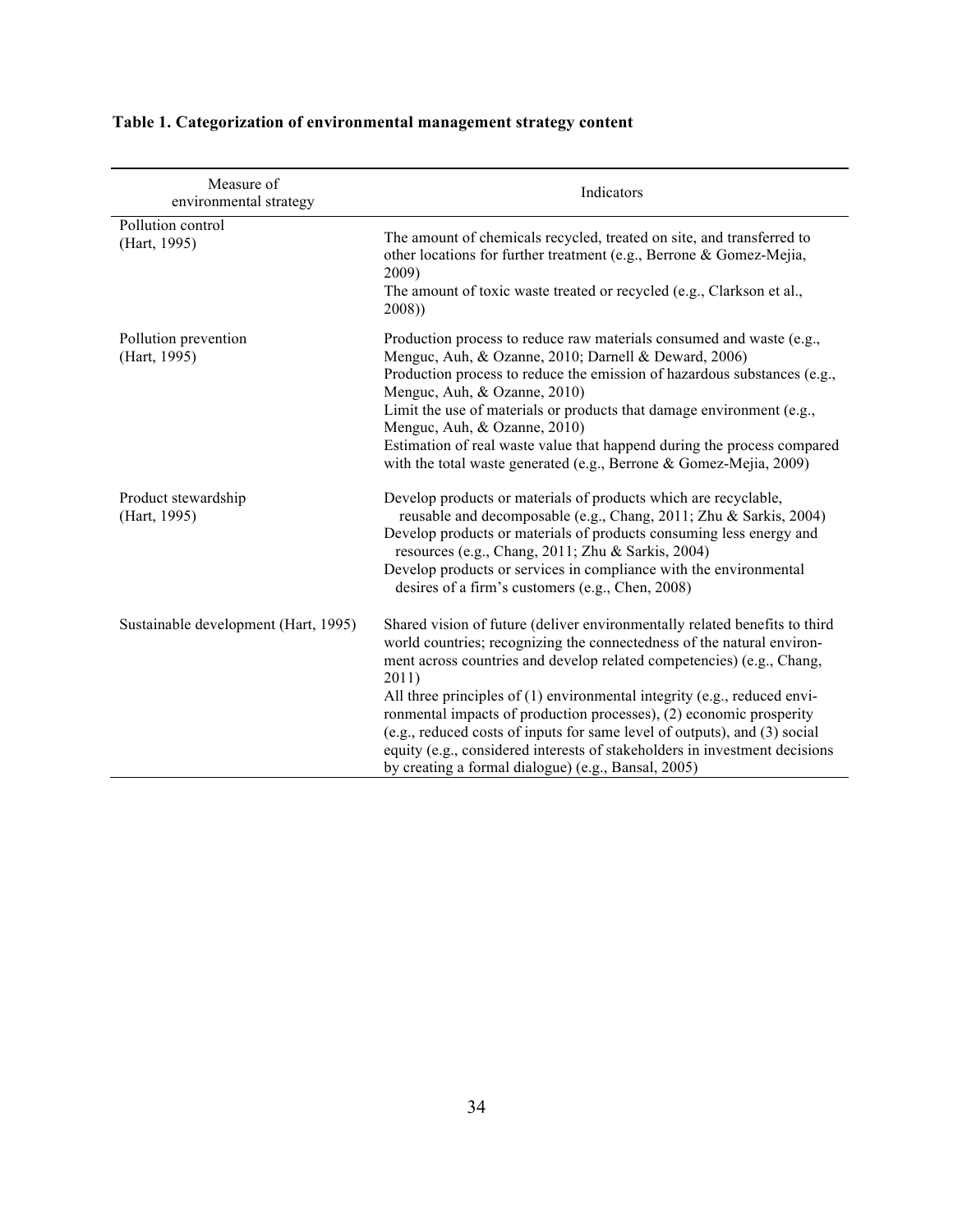**Table 1. Categorization of environmental management strategy content**

| Measure of environmental strategy | Indicators |
|---|---|
| Pollution control (Hart, 1995) | The amount of chemicals recycled, treated on site, and transferred to other locations for further treatment (e.g., Berrone & Gomez-Mejia, 2009)<br>The amount of toxic waste treated or recycled (e.g., Clarkson et al., 2008)) |
| Pollution prevention (Hart, 1995) | Production process to reduce raw materials consumed and waste (e.g., Menguc, Auh, & Ozanne, 2010; Darnell & Deward, 2006)<br>Production process to reduce the emission of hazardous substances (e.g., Menguc, Auh, & Ozanne, 2010)<br>Limit the use of materials or products that damage environment (e.g., Menguc, Auh, & Ozanne, 2010)<br>Estimation of real waste value that happend during the process compared with the total waste generated (e.g., Berrone & Gomez-Mejia, 2009) |
| Product stewardship (Hart, 1995) | Develop products or materials of products which are recyclable, reusable and decomposable (e.g., Chang, 2011; Zhu & Sarkis, 2004)<br>Develop products or materials of products consuming less energy and resources (e.g., Chang, 2011; Zhu & Sarkis, 2004)<br>Develop products or services in compliance with the environmental desires of a firm's customers (e.g., Chen, 2008) |
| Sustainable development (Hart, 1995) | Shared vision of future (deliver environmentally related benefits to third world countries; recognizing the connectedness of the natural environment across countries and develop related competencies) (e.g., Chang, 2011)<br>All three principles of (1) environmental integrity (e.g., reduced environmental impacts of production processes), (2) economic prosperity (e.g., reduced costs of inputs for same level of outputs), and (3) social equity (e.g., considered interests of stakeholders in investment decisions by creating a formal dialogue) (e.g., Bansal, 2005) |